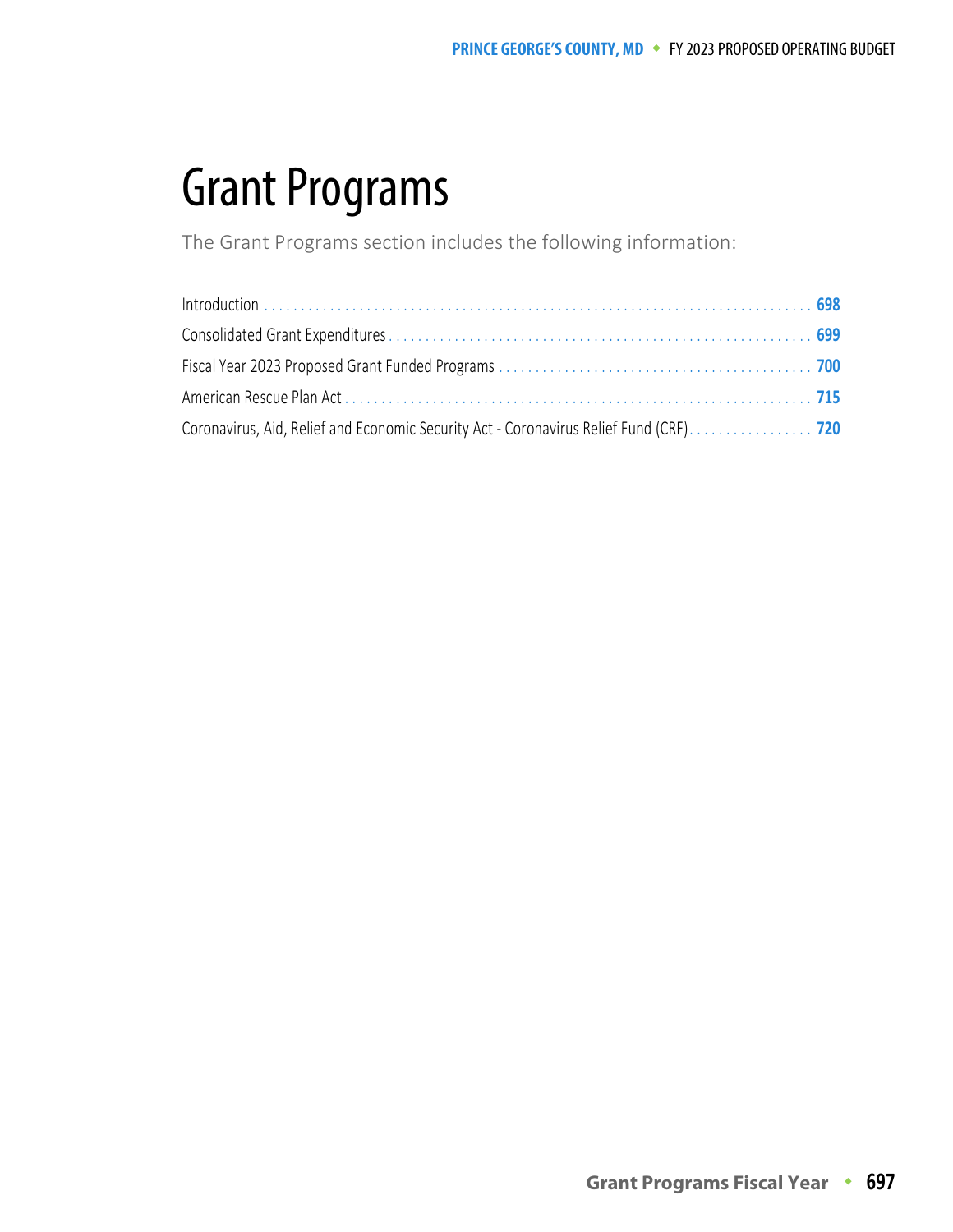# Grant Programs

The Grant Programs section includes the following information:

| | |
|---|---|
| Introduction | 698 |
| Consolidated Grant Expenditures | 699 |
| Fiscal Year 2023 Proposed Grant Funded Programs | 700 |
| American Rescue Plan Act | 715 |
| Coronavirus, Aid, Relief and Economic Security Act - Coronavirus Relief Fund (CRF) | 720 |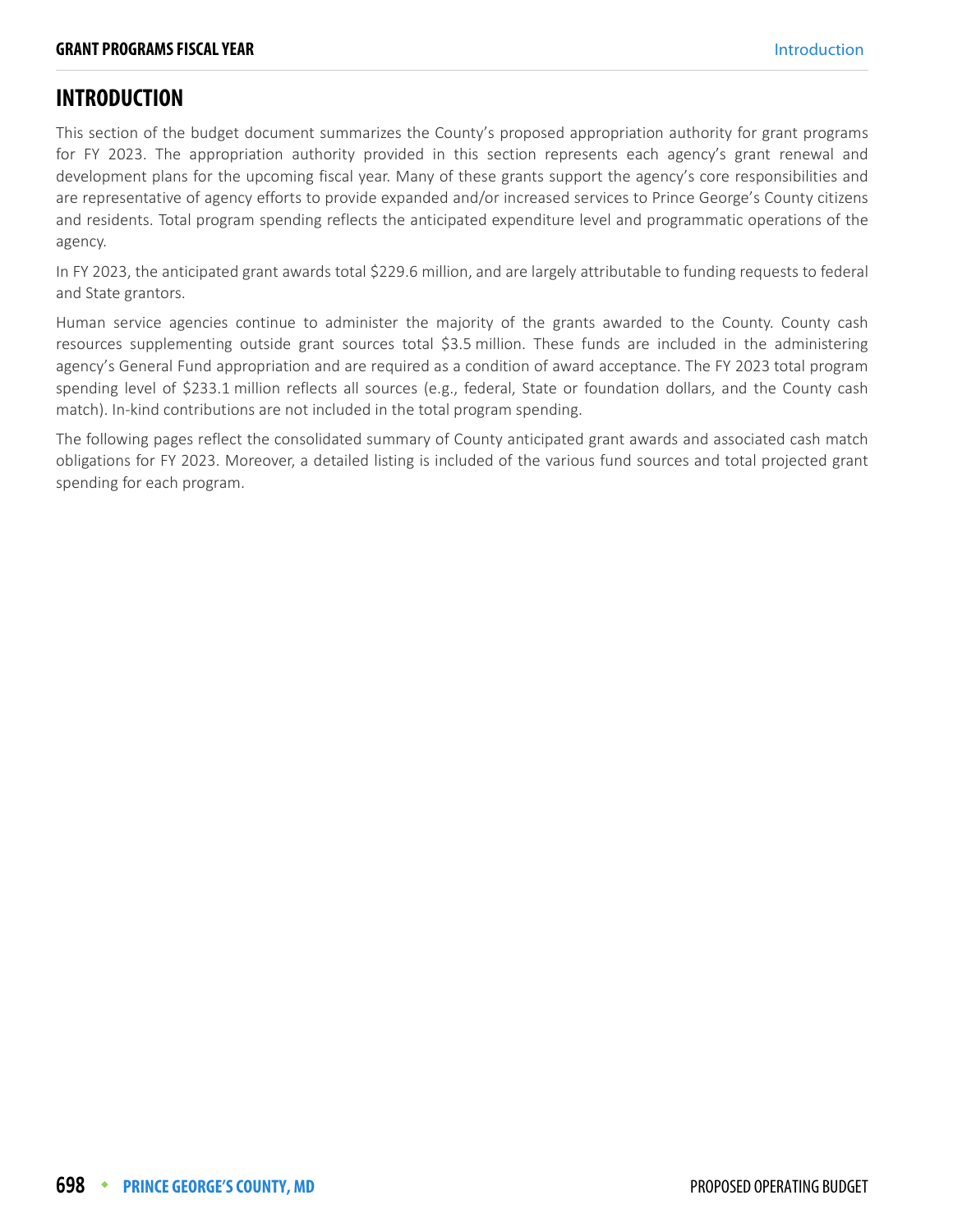# INTRODUCTION

This section of the budget document summarizes the County's proposed appropriation authority for grant programs for FY 2023. The appropriation authority provided in this section represents each agency's grant renewal and development plans for the upcoming fiscal year. Many of these grants support the agency's core responsibilities and are representative of agency efforts to provide expanded and/or increased services to Prince George's County citizens and residents. Total program spending reflects the anticipated expenditure level and programmatic operations of the agency.

In FY 2023, the anticipated grant awards total $229.6 million, and are largely attributable to funding requests to federal and State grantors.

Human service agencies continue to administer the majority of the grants awarded to the County. County cash resources supplementing outside grant sources total $3.5 million. These funds are included in the administering agency's General Fund appropriation and are required as a condition of award acceptance. The FY 2023 total program spending level of $233.1 million reflects all sources (e.g., federal, State or foundation dollars, and the County cash match). In-kind contributions are not included in the total program spending.

The following pages reflect the consolidated summary of County anticipated grant awards and associated cash match obligations for FY 2023. Moreover, a detailed listing is included of the various fund sources and total projected grant spending for each program.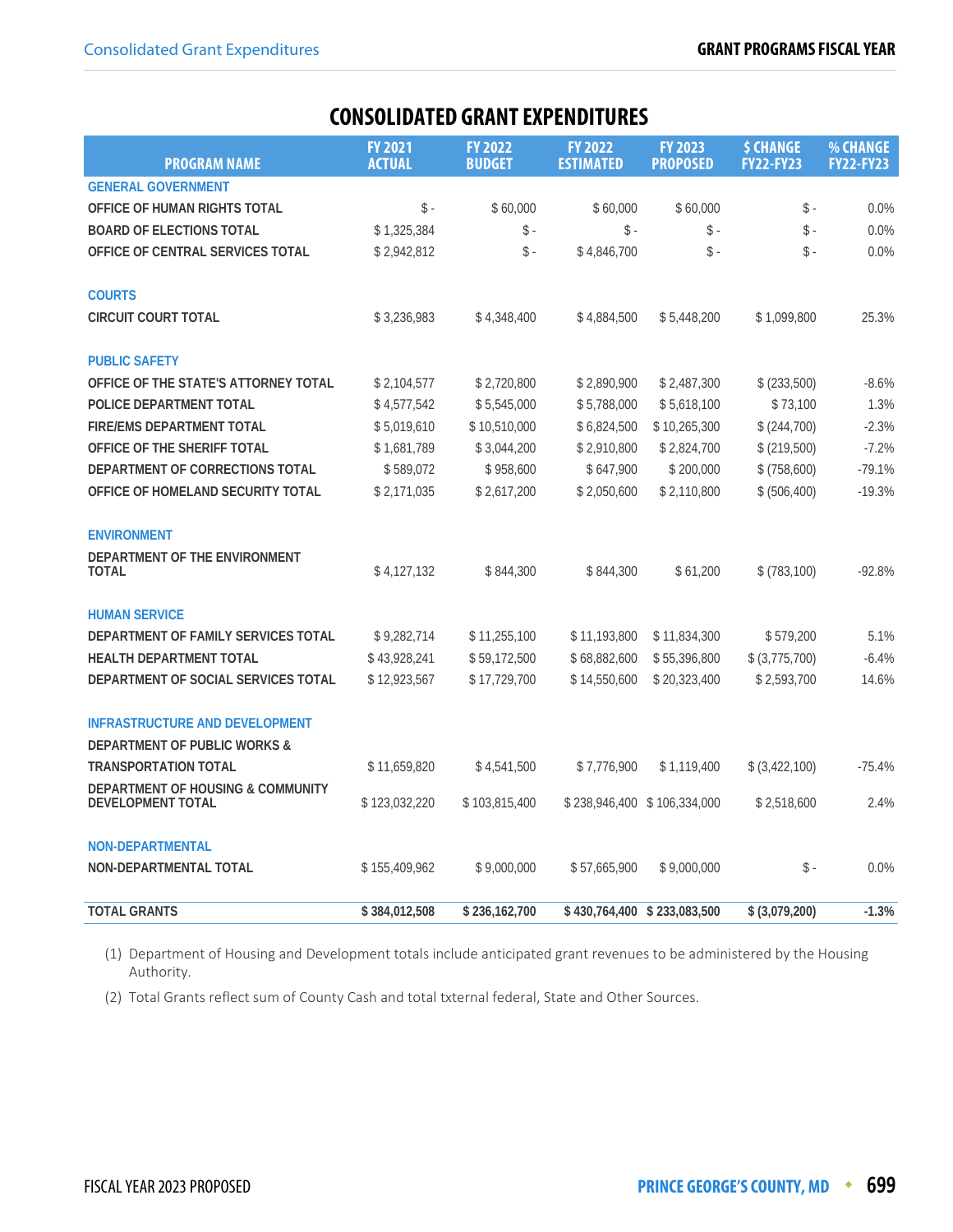# CONSOLIDATED GRANT EXPENDITURES

| PROGRAM NAME | FY 2021 ACTUAL | FY 2022 BUDGET | FY 2022 ESTIMATED | FY 2023 PROPOSED | $ CHANGE FY22-FY23 | % CHANGE FY22-FY23 |
|---|---|---|---|---|---|---|
| **GENERAL GOVERNMENT** | | | | | | |
| **OFFICE OF HUMAN RIGHTS TOTAL** | $ - | $ 60,000 | $ 60,000 | $ 60,000 | $ - | 0.0% |
| **BOARD OF ELECTIONS TOTAL** | $ 1,325,384 | $ - | $ - | $ - | $ - | 0.0% |
| **OFFICE OF CENTRAL SERVICES TOTAL** | $ 2,942,812 | $ - | $ 4,846,700 | $ - | $ - | 0.0% |
| **COURTS** | | | | | | |
| **CIRCUIT COURT TOTAL** | $ 3,236,983 | $ 4,348,400 | $ 4,884,500 | $ 5,448,200 | $ 1,099,800 | 25.3% |
| **PUBLIC SAFETY** | | | | | | |
| **OFFICE OF THE STATE'S ATTORNEY TOTAL** | $ 2,104,577 | $ 2,720,800 | $ 2,890,900 | $ 2,487,300 | $ (233,500) | -8.6% |
| **POLICE DEPARTMENT TOTAL** | $ 4,577,542 | $ 5,545,000 | $ 5,788,000 | $ 5,618,100 | $ 73,100 | 1.3% |
| **FIRE/EMS DEPARTMENT TOTAL** | $ 5,019,610 | $ 10,510,000 | $ 6,824,500 | $ 10,265,300 | $ (244,700) | -2.3% |
| **OFFICE OF THE SHERIFF TOTAL** | $ 1,681,789 | $ 3,044,200 | $ 2,910,800 | $ 2,824,700 | $ (219,500) | -7.2% |
| **DEPARTMENT OF CORRECTIONS TOTAL** | $ 589,072 | $ 958,600 | $ 647,900 | $ 200,000 | $ (758,600) | -79.1% |
| **OFFICE OF HOMELAND SECURITY TOTAL** | $ 2,171,035 | $ 2,617,200 | $ 2,050,600 | $ 2,110,800 | $ (506,400) | -19.3% |
| **ENVIRONMENT** | | | | | | |
| **DEPARTMENT OF THE ENVIRONMENT TOTAL** | $ 4,127,132 | $ 844,300 | $ 844,300 | $ 61,200 | $ (783,100) | -92.8% |
| **HUMAN SERVICE** | | | | | | |
| **DEPARTMENT OF FAMILY SERVICES TOTAL** | $ 9,282,714 | $ 11,255,100 | $ 11,193,800 | $ 11,834,300 | $ 579,200 | 5.1% |
| **HEALTH DEPARTMENT TOTAL** | $ 43,928,241 | $ 59,172,500 | $ 68,882,600 | $ 55,396,800 | $ (3,775,700) | -6.4% |
| **DEPARTMENT OF SOCIAL SERVICES TOTAL** | $ 12,923,567 | $ 17,729,700 | $ 14,550,600 | $ 20,323,400 | $ 2,593,700 | 14.6% |
| **INFRASTRUCTURE AND DEVELOPMENT** | | | | | | |
| **DEPARTMENT OF PUBLIC WORKS & TRANSPORTATION TOTAL** | $ 11,659,820 | $ 4,541,500 | $ 7,776,900 | $ 1,119,400 | $ (3,422,100) | -75.4% |
| **DEPARTMENT OF HOUSING & COMMUNITY DEVELOPMENT TOTAL** | $ 123,032,220 | $ 103,815,400 | $ 238,946,400 | $ 106,334,000 | $ 2,518,600 | 2.4% |
| **NON-DEPARTMENTAL** | | | | | | |
| **NON-DEPARTMENTAL TOTAL** | $ 155,409,962 | $ 9,000,000 | $ 57,665,900 | $ 9,000,000 | $ - | 0.0% |
| **TOTAL GRANTS** | **$ 384,012,508** | **$ 236,162,700** | **$ 430,764,400** | **$ 233,083,500** | **$ (3,079,200)** | **-1.3%** |

(1) Department of Housing and Development totals include anticipated grant revenues to be administered by the Housing Authority.

(2) Total Grants reflect sum of County Cash and total txternal federal, State and Other Sources.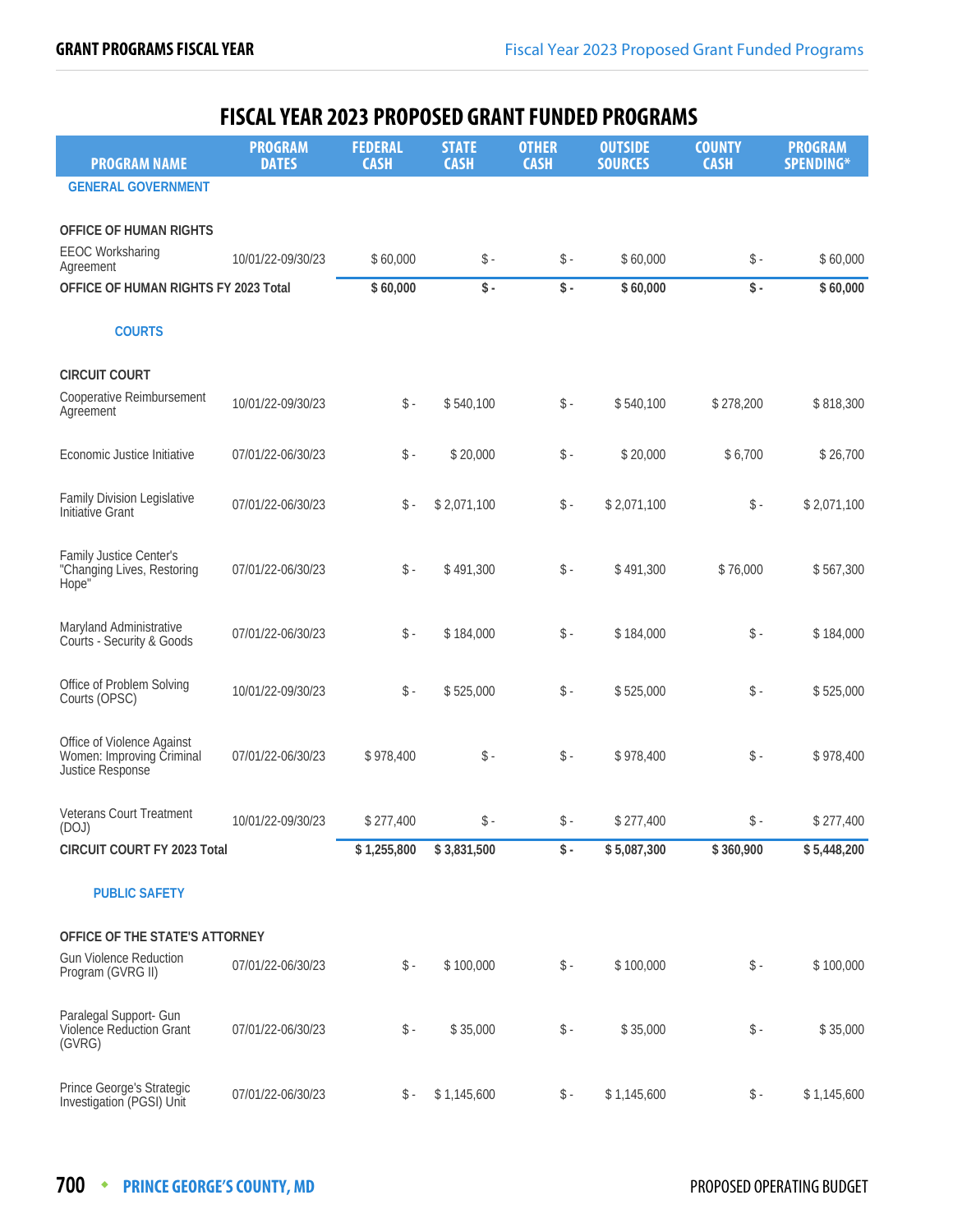# FISCAL YEAR 2023 PROPOSED GRANT FUNDED PROGRAMS

| PROGRAM NAME | PROGRAM DATES | FEDERAL CASH | STATE CASH | OTHER CASH | OUTSIDE SOURCES | COUNTY CASH | PROGRAM SPENDING* |
|---|---|---|---|---|---|---|---|
| **GENERAL GOVERNMENT** | | | | | | | |
| **OFFICE OF HUMAN RIGHTS** | | | | | | | |
| EEOC Worksharing Agreement | 10/01/22-09/30/23 | $ 60,000 | $ - | $ - | $ 60,000 | $ - | $ 60,000 |
| **OFFICE OF HUMAN RIGHTS FY 2023 Total** | | **$ 60,000** | **$ -** | **$ -** | **$ 60,000** | **$ -** | **$ 60,000** |
| **COURTS** | | | | | | | |
| **CIRCUIT COURT** | | | | | | | |
| Cooperative Reimbursement Agreement | 10/01/22-09/30/23 | $ - | $ 540,100 | $ - | $ 540,100 | $ 278,200 | $ 818,300 |
| Economic Justice Initiative | 07/01/22-06/30/23 | $ - | $ 20,000 | $ - | $ 20,000 | $ 6,700 | $ 26,700 |
| Family Division Legislative Initiative Grant | 07/01/22-06/30/23 | $ - | $ 2,071,100 | $ - | $ 2,071,100 | $ - | $ 2,071,100 |
| Family Justice Center's "Changing Lives, Restoring Hope" | 07/01/22-06/30/23 | $ - | $ 491,300 | $ - | $ 491,300 | $ 76,000 | $ 567,300 |
| Maryland Administrative Courts - Security & Goods | 07/01/22-06/30/23 | $ - | $ 184,000 | $ - | $ 184,000 | $ - | $ 184,000 |
| Office of Problem Solving Courts (OPSC) | 10/01/22-09/30/23 | $ - | $ 525,000 | $ - | $ 525,000 | $ - | $ 525,000 |
| Office of Violence Against Women: Improving Criminal Justice Response | 07/01/22-06/30/23 | $ 978,400 | $ - | $ - | $ 978,400 | $ - | $ 978,400 |
| Veterans Court Treatment (DOJ) | 10/01/22-09/30/23 | $ 277,400 | $ - | $ - | $ 277,400 | $ - | $ 277,400 |
| **CIRCUIT COURT FY 2023 Total** | | **$ 1,255,800** | **$ 3,831,500** | **$ -** | **$ 5,087,300** | **$ 360,900** | **$ 5,448,200** |
| **PUBLIC SAFETY** | | | | | | | |
| **OFFICE OF THE STATE'S ATTORNEY** | | | | | | | |
| Gun Violence Reduction Program (GVRG II) | 07/01/22-06/30/23 | $ - | $ 100,000 | $ - | $ 100,000 | $ - | $ 100,000 |
| Paralegal Support- Gun Violence Reduction Grant (GVRG) | 07/01/22-06/30/23 | $ - | $ 35,000 | $ - | $ 35,000 | $ - | $ 35,000 |
| Prince George's Strategic Investigation (PGSI) Unit | 07/01/22-06/30/23 | $ - | $ 1,145,600 | $ - | $ 1,145,600 | $ - | $ 1,145,600 |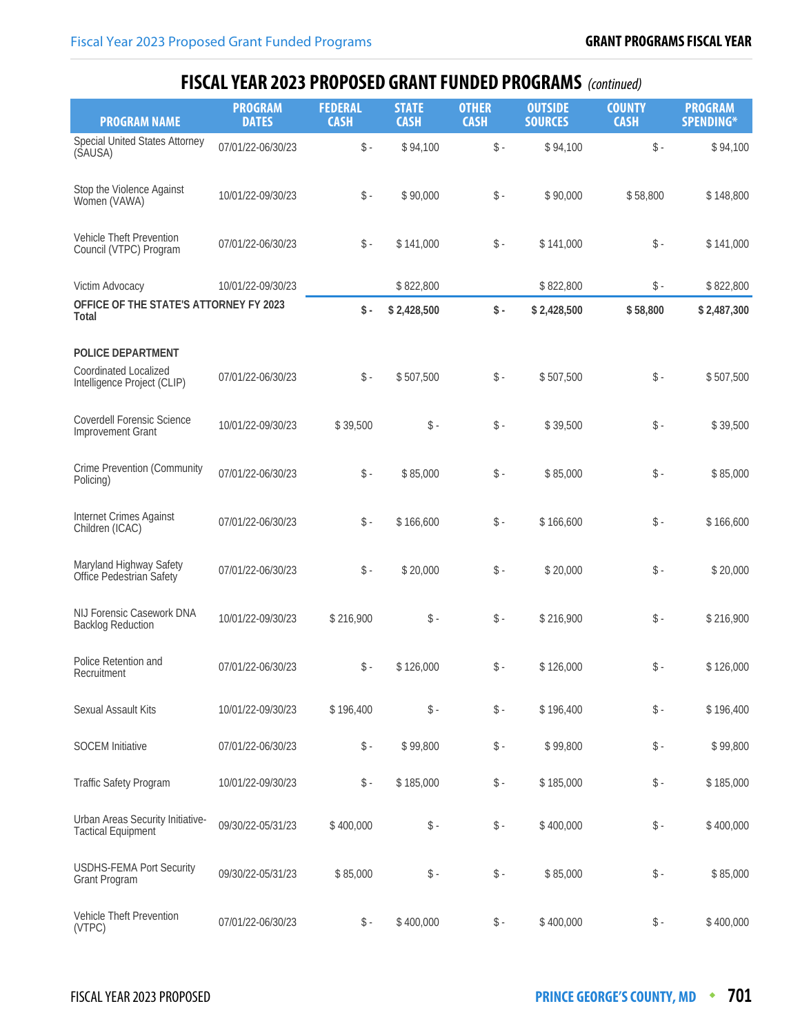## FISCAL YEAR 2023 PROPOSED GRANT FUNDED PROGRAMS *(continued)*

| PROGRAM NAME | PROGRAM DATES | FEDERAL CASH | STATE CASH | OTHER CASH | OUTSIDE SOURCES | COUNTY CASH | PROGRAM SPENDING* |
|---|---|---|---|---|---|---|---|
| Special United States Attorney (SAUSA) | 07/01/22-06/30/23 | $ - | $ 94,100 | $ - | $ 94,100 | $ - | $ 94,100 |
| Stop the Violence Against Women (VAWA) | 10/01/22-09/30/23 | $ - | $ 90,000 | $ - | $ 90,000 | $ 58,800 | $ 148,800 |
| Vehicle Theft Prevention Council (VTPC) Program | 07/01/22-06/30/23 | $ - | $ 141,000 | $ - | $ 141,000 | $ - | $ 141,000 |
| Victim Advocacy | 10/01/22-09/30/23 | | $ 822,800 | | $ 822,800 | $ - | $ 822,800 |
| **OFFICE OF THE STATE'S ATTORNEY FY 2023 Total** | | **$ -** | **$ 2,428,500** | **$ -** | **$ 2,428,500** | **$ 58,800** | **$ 2,487,300** |
| **POLICE DEPARTMENT** | | | | | | | |
| Coordinated Localized Intelligence Project (CLIP) | 07/01/22-06/30/23 | $ - | $ 507,500 | $ - | $ 507,500 | $ - | $ 507,500 |
| Coverdell Forensic Science Improvement Grant | 10/01/22-09/30/23 | $ 39,500 | $ - | $ - | $ 39,500 | $ - | $ 39,500 |
| Crime Prevention (Community Policing) | 07/01/22-06/30/23 | $ - | $ 85,000 | $ - | $ 85,000 | $ - | $ 85,000 |
| Internet Crimes Against Children (ICAC) | 07/01/22-06/30/23 | $ - | $ 166,600 | $ - | $ 166,600 | $ - | $ 166,600 |
| Maryland Highway Safety Office Pedestrian Safety | 07/01/22-06/30/23 | $ - | $ 20,000 | $ - | $ 20,000 | $ - | $ 20,000 |
| NIJ Forensic Casework DNA Backlog Reduction | 10/01/22-09/30/23 | $ 216,900 | $ - | $ - | $ 216,900 | $ - | $ 216,900 |
| Police Retention and Recruitment | 07/01/22-06/30/23 | $ - | $ 126,000 | $ - | $ 126,000 | $ - | $ 126,000 |
| Sexual Assault Kits | 10/01/22-09/30/23 | $ 196,400 | $ - | $ - | $ 196,400 | $ - | $ 196,400 |
| SOCEM Initiative | 07/01/22-06/30/23 | $ - | $ 99,800 | $ - | $ 99,800 | $ - | $ 99,800 |
| Traffic Safety Program | 10/01/22-09/30/23 | $ - | $ 185,000 | $ - | $ 185,000 | $ - | $ 185,000 |
| Urban Areas Security Initiative-Tactical Equipment | 09/30/22-05/31/23 | $ 400,000 | $ - | $ - | $ 400,000 | $ - | $ 400,000 |
| USDHS-FEMA Port Security Grant Program | 09/30/22-05/31/23 | $ 85,000 | $ - | $ - | $ 85,000 | $ - | $ 85,000 |
| Vehicle Theft Prevention (VTPC) | 07/01/22-06/30/23 | $ - | $ 400,000 | $ - | $ 400,000 | $ - | $ 400,000 |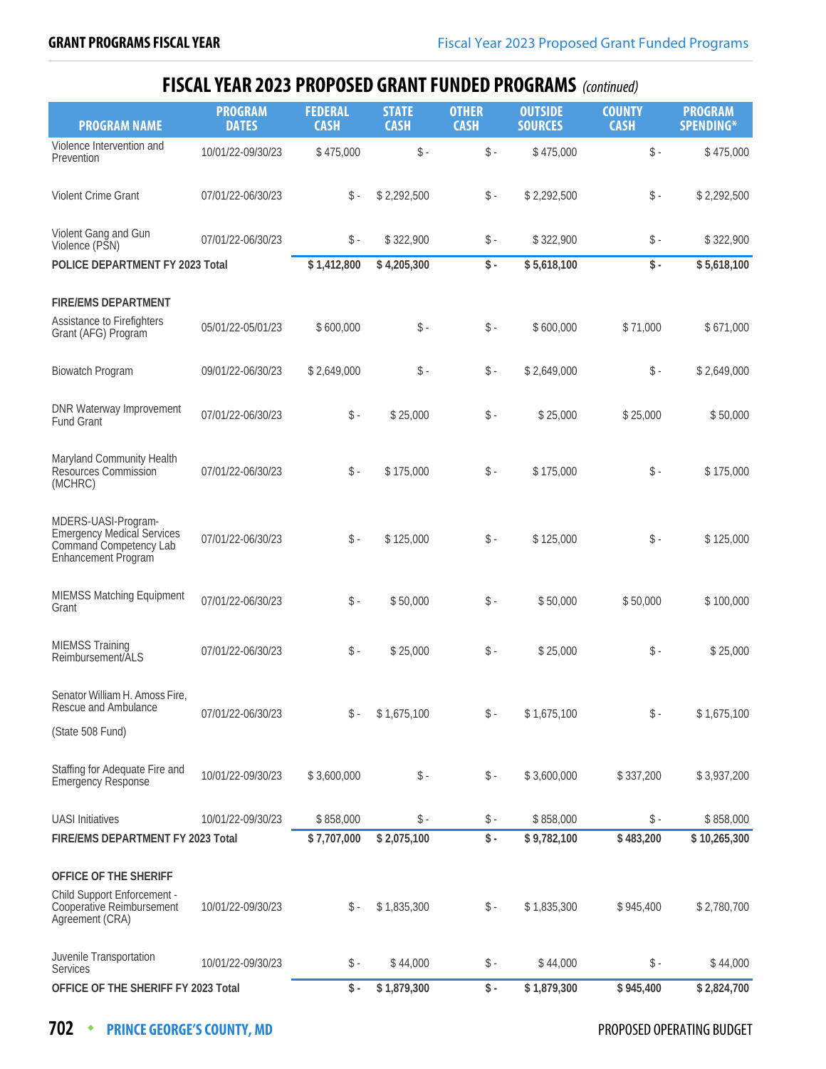# FISCAL YEAR 2023 PROPOSED GRANT FUNDED PROGRAMS *(continued)*

| PROGRAM NAME | PROGRAM DATES | FEDERAL CASH | STATE CASH | OTHER CASH | OUTSIDE SOURCES | COUNTY CASH | PROGRAM SPENDING* |
|---|---|---|---|---|---|---|---|
| Violence Intervention and Prevention | 10/01/22-09/30/23 | $ 475,000 | $ - | $ - | $ 475,000 | $ - | $ 475,000 |
| Violent Crime Grant | 07/01/22-06/30/23 | $ - | $ 2,292,500 | $ - | $ 2,292,500 | $ - | $ 2,292,500 |
| Violent Gang and Gun Violence (PSN) | 07/01/22-06/30/23 | $ - | $ 322,900 | $ - | $ 322,900 | $ - | $ 322,900 |
| **POLICE DEPARTMENT FY 2023 Total** | | **$ 1,412,800** | **$ 4,205,300** | **$ -** | **$ 5,618,100** | **$ -** | **$ 5,618,100** |
| **FIRE/EMS DEPARTMENT** | | | | | | | |
| Assistance to Firefighters Grant (AFG) Program | 05/01/22-05/01/23 | $ 600,000 | $ - | $ - | $ 600,000 | $ 71,000 | $ 671,000 |
| Biowatch Program | 09/01/22-06/30/23 | $ 2,649,000 | $ - | $ - | $ 2,649,000 | $ - | $ 2,649,000 |
| DNR Waterway Improvement Fund Grant | 07/01/22-06/30/23 | $ - | $ 25,000 | $ - | $ 25,000 | $ 25,000 | $ 50,000 |
| Maryland Community Health Resources Commission (MCHRC) | 07/01/22-06/30/23 | $ - | $ 175,000 | $ - | $ 175,000 | $ - | $ 175,000 |
| MDERS-UASI-Program-Emergency Medical Services Command Competency Lab Enhancement Program | 07/01/22-06/30/23 | $ - | $ 125,000 | $ - | $ 125,000 | $ - | $ 125,000 |
| MIEMSS Matching Equipment Grant | 07/01/22-06/30/23 | $ - | $ 50,000 | $ - | $ 50,000 | $ 50,000 | $ 100,000 |
| MIEMSS Training Reimbursement/ALS | 07/01/22-06/30/23 | $ - | $ 25,000 | $ - | $ 25,000 | $ - | $ 25,000 |
| Senator William H. Amoss Fire, Rescue and Ambulance (State 508 Fund) | 07/01/22-06/30/23 | $ - | $ 1,675,100 | $ - | $ 1,675,100 | $ - | $ 1,675,100 |
| Staffing for Adequate Fire and Emergency Response | 10/01/22-09/30/23 | $ 3,600,000 | $ - | $ - | $ 3,600,000 | $ 337,200 | $ 3,937,200 |
| UASI Initiatives | 10/01/22-09/30/23 | $ 858,000 | $ - | $ - | $ 858,000 | $ - | $ 858,000 |
| **FIRE/EMS DEPARTMENT FY 2023 Total** | | **$ 7,707,000** | **$ 2,075,100** | **$ -** | **$ 9,782,100** | **$ 483,200** | **$ 10,265,300** |
| **OFFICE OF THE SHERIFF** | | | | | | | |
| Child Support Enforcement - Cooperative Reimbursement Agreement (CRA) | 10/01/22-09/30/23 | $ - | $ 1,835,300 | $ - | $ 1,835,300 | $ 945,400 | $ 2,780,700 |
| Juvenile Transportation Services | 10/01/22-09/30/23 | $ - | $ 44,000 | $ - | $ 44,000 | $ - | $ 44,000 |
| **OFFICE OF THE SHERIFF FY 2023 Total** | | **$ -** | **$ 1,879,300** | **$ -** | **$ 1,879,300** | **$ 945,400** | **$ 2,824,700** |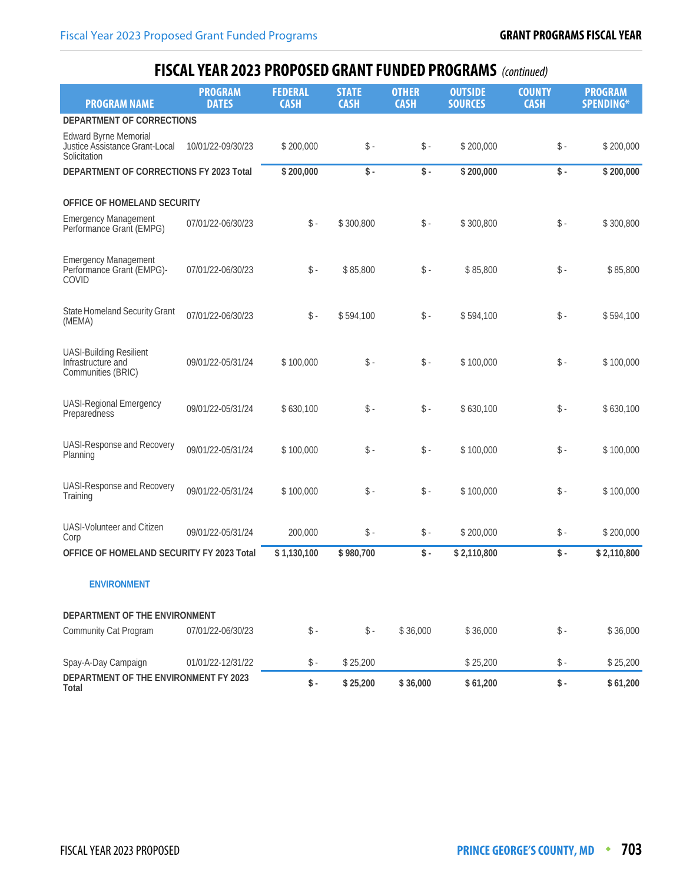# FISCAL YEAR 2023 PROPOSED GRANT FUNDED PROGRAMS *(continued)*

| PROGRAM NAME | PROGRAM DATES | FEDERAL CASH | STATE CASH | OTHER CASH | OUTSIDE SOURCES | COUNTY CASH | PROGRAM SPENDING* |
|---|---|---|---|---|---|---|---|
| **DEPARTMENT OF CORRECTIONS** | | | | | | | |
| Edward Byrne Memorial Justice Assistance Grant-Local Solicitation | 10/01/22-09/30/23 | $ 200,000 | $ - | $ - | $ 200,000 | $ - | $ 200,000 |
| **DEPARTMENT OF CORRECTIONS FY 2023 Total** | | **$ 200,000** | **$ -** | **$ -** | **$ 200,000** | **$ -** | **$ 200,000** |
| **OFFICE OF HOMELAND SECURITY** | | | | | | | |
| Emergency Management Performance Grant (EMPG) | 07/01/22-06/30/23 | $ - | $ 300,800 | $ - | $ 300,800 | $ - | $ 300,800 |
| Emergency Management Performance Grant (EMPG)-COVID | 07/01/22-06/30/23 | $ - | $ 85,800 | $ - | $ 85,800 | $ - | $ 85,800 |
| State Homeland Security Grant (MEMA) | 07/01/22-06/30/23 | $ - | $ 594,100 | $ - | $ 594,100 | $ - | $ 594,100 |
| UASI-Building Resilient Infrastructure and Communities (BRIC) | 09/01/22-05/31/24 | $ 100,000 | $ - | $ - | $ 100,000 | $ - | $ 100,000 |
| UASI-Regional Emergency Preparedness | 09/01/22-05/31/24 | $ 630,100 | $ - | $ - | $ 630,100 | $ - | $ 630,100 |
| UASI-Response and Recovery Planning | 09/01/22-05/31/24 | $ 100,000 | $ - | $ - | $ 100,000 | $ - | $ 100,000 |
| UASI-Response and Recovery Training | 09/01/22-05/31/24 | $ 100,000 | $ - | $ - | $ 100,000 | $ - | $ 100,000 |
| UASI-Volunteer and Citizen Corp | 09/01/22-05/31/24 | 200,000 | $ - | $ - | $ 200,000 | $ - | $ 200,000 |
| **OFFICE OF HOMELAND SECURITY FY 2023 Total** | | **$ 1,130,100** | **$ 980,700** | **$ -** | **$ 2,110,800** | **$ -** | **$ 2,110,800** |
| **ENVIRONMENT** | | | | | | | |
| **DEPARTMENT OF THE ENVIRONMENT** | | | | | | | |
| Community Cat Program | 07/01/22-06/30/23 | $ - | $ - | $ 36,000 | $ 36,000 | $ - | $ 36,000 |
| Spay-A-Day Campaign | 01/01/22-12/31/22 | $ - | $ 25,200 | | $ 25,200 | $ - | $ 25,200 |
| **DEPARTMENT OF THE ENVIRONMENT FY 2023 Total** | | **$ -** | **$ 25,200** | **$ 36,000** | **$ 61,200** | **$ -** | **$ 61,200** |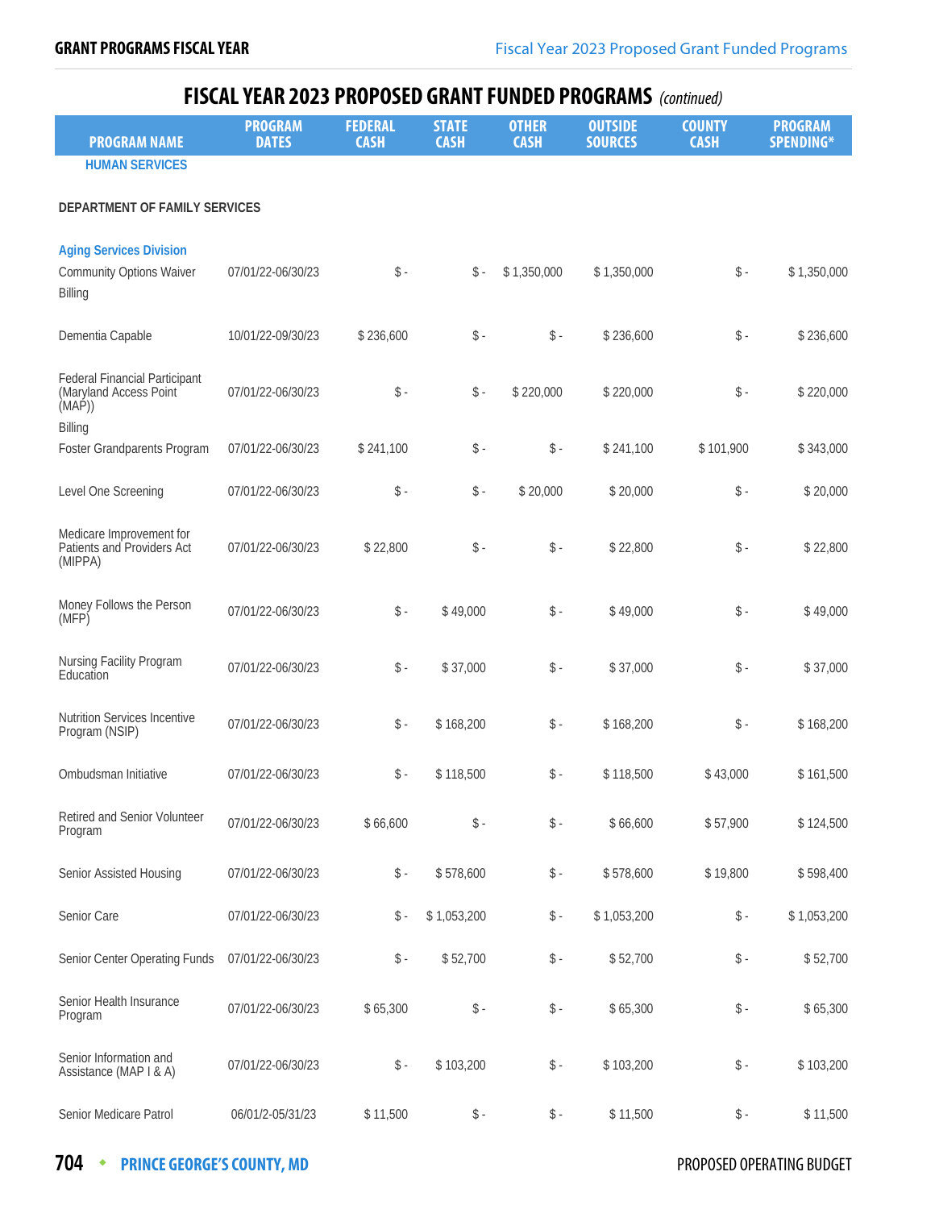# FISCAL YEAR 2023 PROPOSED GRANT FUNDED PROGRAMS *(continued)*

| PROGRAM NAME | PROGRAM DATES | FEDERAL CASH | STATE CASH | OTHER CASH | OUTSIDE SOURCES | COUNTY CASH | PROGRAM SPENDING* |
|---|---|---|---|---|---|---|---|
| **HUMAN SERVICES** | | | | | | | |
| **DEPARTMENT OF FAMILY SERVICES** | | | | | | | |
| **Aging Services Division** | | | | | | | |
| Community Options Waiver Billing | 07/01/22-06/30/23 | $ - | $ - | $ 1,350,000 | $ 1,350,000 | $ - | $ 1,350,000 |
| Dementia Capable | 10/01/22-09/30/23 | $ 236,600 | $ - | $ - | $ 236,600 | $ - | $ 236,600 |
| Federal Financial Participant (Maryland Access Point (MAP)) Billing | 07/01/22-06/30/23 | $ - | $ - | $ 220,000 | $ 220,000 | $ - | $ 220,000 |
| Foster Grandparents Program | 07/01/22-06/30/23 | $ 241,100 | $ - | $ - | $ 241,100 | $ 101,900 | $ 343,000 |
| Level One Screening | 07/01/22-06/30/23 | $ - | $ - | $ 20,000 | $ 20,000 | $ - | $ 20,000 |
| Medicare Improvement for Patients and Providers Act (MIPPA) | 07/01/22-06/30/23 | $ 22,800 | $ - | $ - | $ 22,800 | $ - | $ 22,800 |
| Money Follows the Person (MFP) | 07/01/22-06/30/23 | $ - | $ 49,000 | $ - | $ 49,000 | $ - | $ 49,000 |
| Nursing Facility Program Education | 07/01/22-06/30/23 | $ - | $ 37,000 | $ - | $ 37,000 | $ - | $ 37,000 |
| Nutrition Services Incentive Program (NSIP) | 07/01/22-06/30/23 | $ - | $ 168,200 | $ - | $ 168,200 | $ - | $ 168,200 |
| Ombudsman Initiative | 07/01/22-06/30/23 | $ - | $ 118,500 | $ - | $ 118,500 | $ 43,000 | $ 161,500 |
| Retired and Senior Volunteer Program | 07/01/22-06/30/23 | $ 66,600 | $ - | $ - | $ 66,600 | $ 57,900 | $ 124,500 |
| Senior Assisted Housing | 07/01/22-06/30/23 | $ - | $ 578,600 | $ - | $ 578,600 | $ 19,800 | $ 598,400 |
| Senior Care | 07/01/22-06/30/23 | $ - | $ 1,053,200 | $ - | $ 1,053,200 | $ - | $ 1,053,200 |
| Senior Center Operating Funds | 07/01/22-06/30/23 | $ - | $ 52,700 | $ - | $ 52,700 | $ - | $ 52,700 |
| Senior Health Insurance Program | 07/01/22-06/30/23 | $ 65,300 | $ - | $ - | $ 65,300 | $ - | $ 65,300 |
| Senior Information and Assistance (MAP I & A) | 07/01/22-06/30/23 | $ - | $ 103,200 | $ - | $ 103,200 | $ - | $ 103,200 |
| Senior Medicare Patrol | 06/01/2-05/31/23 | $ 11,500 | $ - | $ - | $ 11,500 | $ - | $ 11,500 |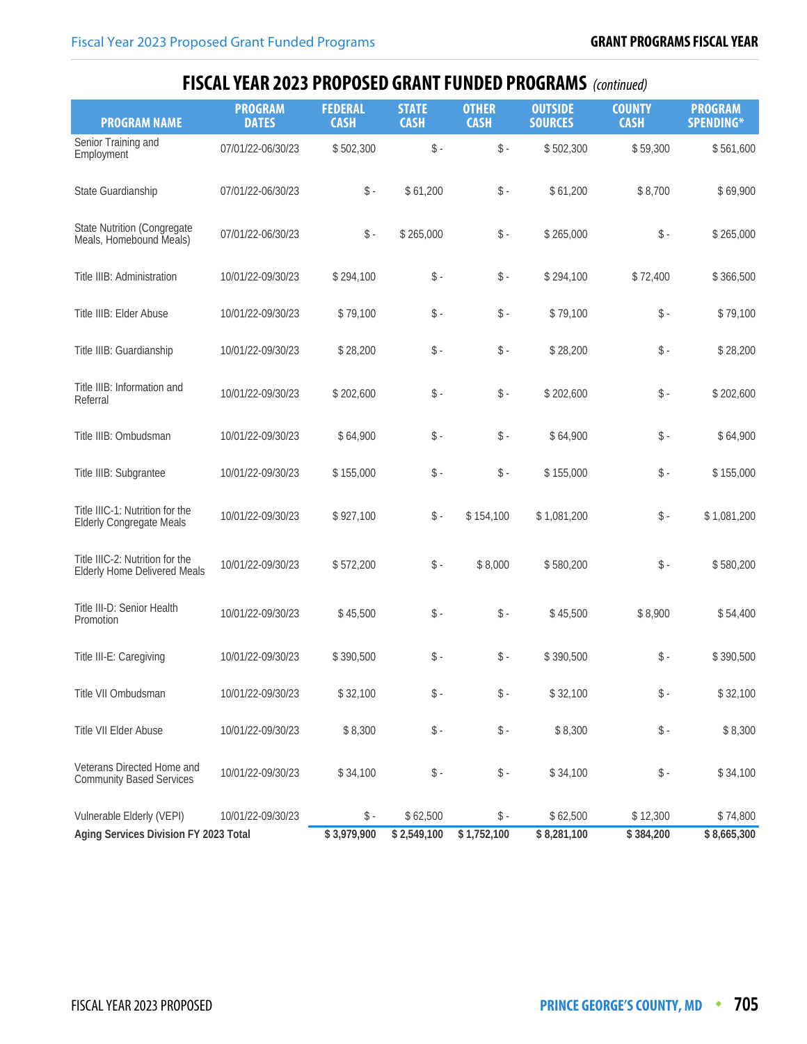## FISCAL YEAR 2023 PROPOSED GRANT FUNDED PROGRAMS *(continued)*

| PROGRAM NAME | PROGRAM DATES | FEDERAL CASH | STATE CASH | OTHER CASH | OUTSIDE SOURCES | COUNTY CASH | PROGRAM SPENDING* |
|---|---|---|---|---|---|---|---|
| Senior Training and Employment | 07/01/22-06/30/23 | $ 502,300 | $ - | $ - | $ 502,300 | $ 59,300 | $ 561,600 |
| State Guardianship | 07/01/22-06/30/23 | $ - | $ 61,200 | $ - | $ 61,200 | $ 8,700 | $ 69,900 |
| State Nutrition (Congregate Meals, Homebound Meals) | 07/01/22-06/30/23 | $ - | $ 265,000 | $ - | $ 265,000 | $ - | $ 265,000 |
| Title IIIB: Administration | 10/01/22-09/30/23 | $ 294,100 | $ - | $ - | $ 294,100 | $ 72,400 | $ 366,500 |
| Title IIIB: Elder Abuse | 10/01/22-09/30/23 | $ 79,100 | $ - | $ - | $ 79,100 | $ - | $ 79,100 |
| Title IIIB: Guardianship | 10/01/22-09/30/23 | $ 28,200 | $ - | $ - | $ 28,200 | $ - | $ 28,200 |
| Title IIIB: Information and Referral | 10/01/22-09/30/23 | $ 202,600 | $ - | $ - | $ 202,600 | $ - | $ 202,600 |
| Title IIIB: Ombudsman | 10/01/22-09/30/23 | $ 64,900 | $ - | $ - | $ 64,900 | $ - | $ 64,900 |
| Title IIIB: Subgrantee | 10/01/22-09/30/23 | $ 155,000 | $ - | $ - | $ 155,000 | $ - | $ 155,000 |
| Title IIIC-1: Nutrition for the Elderly Congregate Meals | 10/01/22-09/30/23 | $ 927,100 | $ - | $ 154,100 | $ 1,081,200 | $ - | $ 1,081,200 |
| Title IIIC-2: Nutrition for the Elderly Home Delivered Meals | 10/01/22-09/30/23 | $ 572,200 | $ - | $ 8,000 | $ 580,200 | $ - | $ 580,200 |
| Title III-D: Senior Health Promotion | 10/01/22-09/30/23 | $ 45,500 | $ - | $ - | $ 45,500 | $ 8,900 | $ 54,400 |
| Title III-E: Caregiving | 10/01/22-09/30/23 | $ 390,500 | $ - | $ - | $ 390,500 | $ - | $ 390,500 |
| Title VII Ombudsman | 10/01/22-09/30/23 | $ 32,100 | $ - | $ - | $ 32,100 | $ - | $ 32,100 |
| Title VII Elder Abuse | 10/01/22-09/30/23 | $ 8,300 | $ - | $ - | $ 8,300 | $ - | $ 8,300 |
| Veterans Directed Home and Community Based Services | 10/01/22-09/30/23 | $ 34,100 | $ - | $ - | $ 34,100 | $ - | $ 34,100 |
| Vulnerable Elderly (VEPI) | 10/01/22-09/30/23 | $ - | $ 62,500 | $ - | $ 62,500 | $ 12,300 | $ 74,800 |
| **Aging Services Division FY 2023 Total** | | **$ 3,979,900** | **$ 2,549,100** | **$ 1,752,100** | **$ 8,281,100** | **$ 384,200** | **$ 8,665,300** |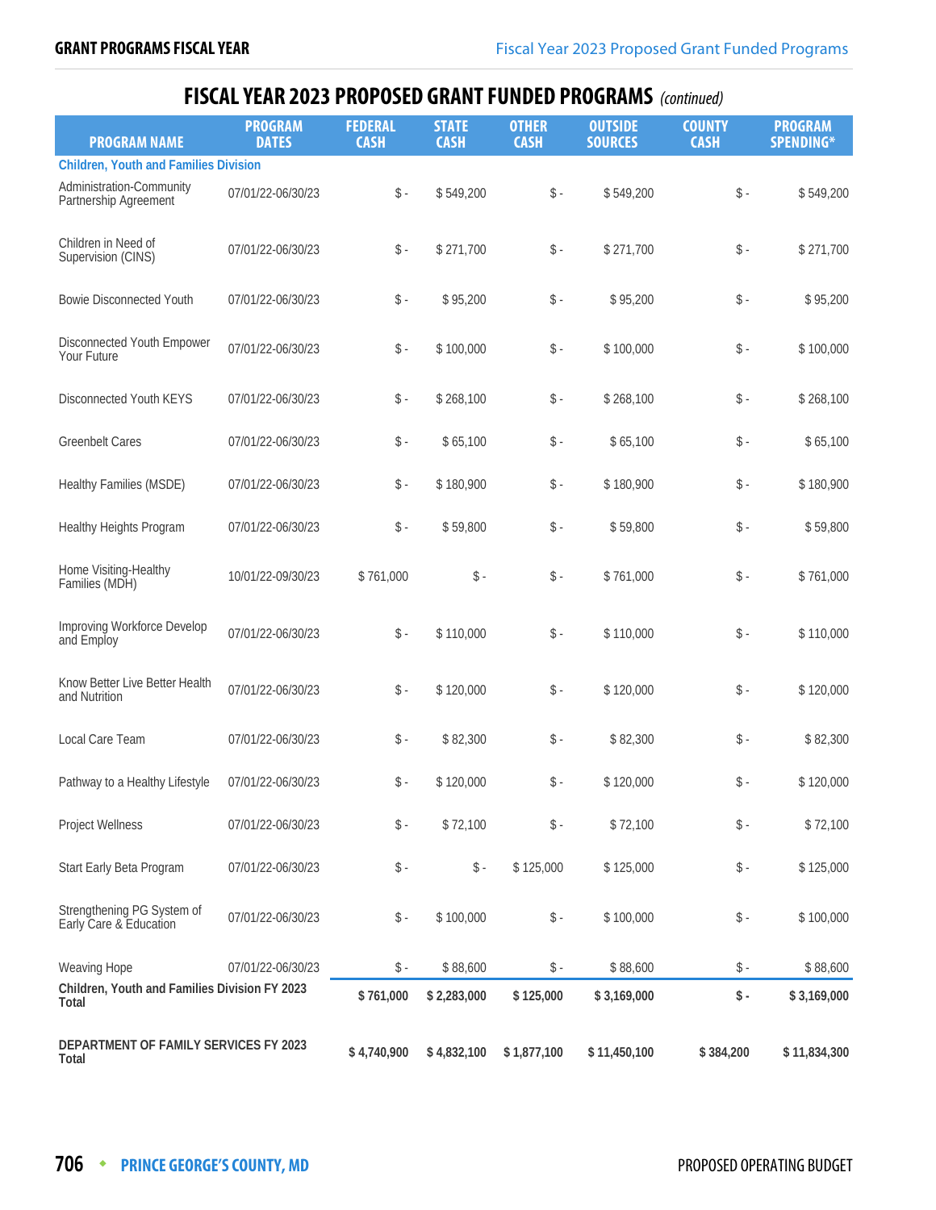## FISCAL YEAR 2023 PROPOSED GRANT FUNDED PROGRAMS *(continued)*

| PROGRAM NAME | PROGRAM DATES | FEDERAL CASH | STATE CASH | OTHER CASH | OUTSIDE SOURCES | COUNTY CASH | PROGRAM SPENDING* |
|---|---|---|---|---|---|---|---|
| **Children, Youth and Families Division** | | | | | | | |
| Administration-Community Partnership Agreement | 07/01/22-06/30/23 | $ - | $ 549,200 | $ - | $ 549,200 | $ - | $ 549,200 |
| Children in Need of Supervision (CINS) | 07/01/22-06/30/23 | $ - | $ 271,700 | $ - | $ 271,700 | $ - | $ 271,700 |
| Bowie Disconnected Youth | 07/01/22-06/30/23 | $ - | $ 95,200 | $ - | $ 95,200 | $ - | $ 95,200 |
| Disconnected Youth Empower Your Future | 07/01/22-06/30/23 | $ - | $ 100,000 | $ - | $ 100,000 | $ - | $ 100,000 |
| Disconnected Youth KEYS | 07/01/22-06/30/23 | $ - | $ 268,100 | $ - | $ 268,100 | $ - | $ 268,100 |
| Greenbelt Cares | 07/01/22-06/30/23 | $ - | $ 65,100 | $ - | $ 65,100 | $ - | $ 65,100 |
| Healthy Families (MSDE) | 07/01/22-06/30/23 | $ - | $ 180,900 | $ - | $ 180,900 | $ - | $ 180,900 |
| Healthy Heights Program | 07/01/22-06/30/23 | $ - | $ 59,800 | $ - | $ 59,800 | $ - | $ 59,800 |
| Home Visiting-Healthy Families (MDH) | 10/01/22-09/30/23 | $ 761,000 | $ - | $ - | $ 761,000 | $ - | $ 761,000 |
| Improving Workforce Develop and Employ | 07/01/22-06/30/23 | $ - | $ 110,000 | $ - | $ 110,000 | $ - | $ 110,000 |
| Know Better Live Better Health and Nutrition | 07/01/22-06/30/23 | $ - | $ 120,000 | $ - | $ 120,000 | $ - | $ 120,000 |
| Local Care Team | 07/01/22-06/30/23 | $ - | $ 82,300 | $ - | $ 82,300 | $ - | $ 82,300 |
| Pathway to a Healthy Lifestyle | 07/01/22-06/30/23 | $ - | $ 120,000 | $ - | $ 120,000 | $ - | $ 120,000 |
| Project Wellness | 07/01/22-06/30/23 | $ - | $ 72,100 | $ - | $ 72,100 | $ - | $ 72,100 |
| Start Early Beta Program | 07/01/22-06/30/23 | $ - | $ - | $ 125,000 | $ 125,000 | $ - | $ 125,000 |
| Strengthening PG System of Early Care & Education | 07/01/22-06/30/23 | $ - | $ 100,000 | $ - | $ 100,000 | $ - | $ 100,000 |
| Weaving Hope | 07/01/22-06/30/23 | $ - | $ 88,600 | $ - | $ 88,600 | $ - | $ 88,600 |
| **Children, Youth and Families Division FY 2023 Total** | | **$ 761,000** | **$ 2,283,000** | **$ 125,000** | **$ 3,169,000** | **$ -** | **$ 3,169,000** |
| **DEPARTMENT OF FAMILY SERVICES FY 2023 Total** | | **$ 4,740,900** | **$ 4,832,100** | **$ 1,877,100** | **$ 11,450,100** | **$ 384,200** | **$ 11,834,300** |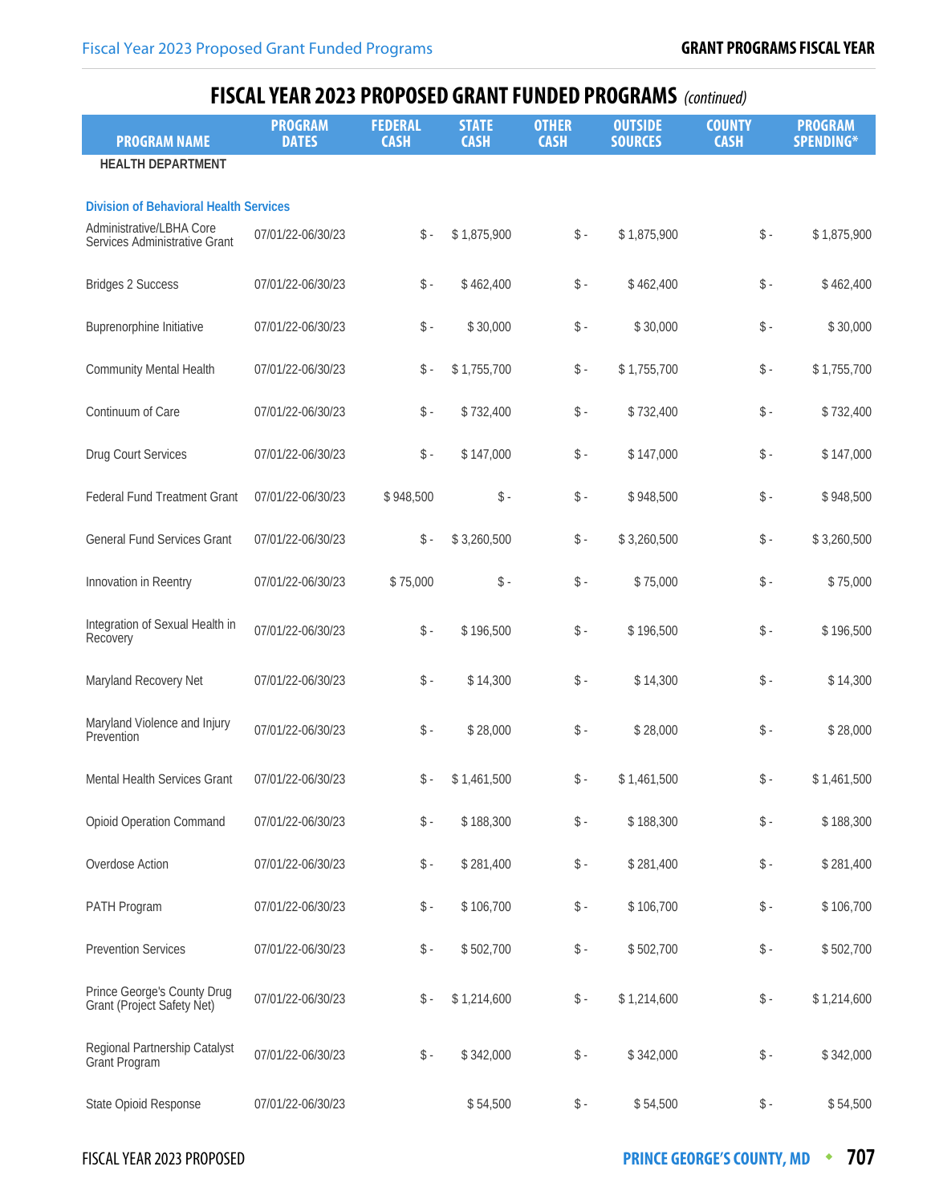# FISCAL YEAR 2023 PROPOSED GRANT FUNDED PROGRAMS *(continued)*

| PROGRAM NAME | PROGRAM DATES | FEDERAL CASH | STATE CASH | OTHER CASH | OUTSIDE SOURCES | COUNTY CASH | PROGRAM SPENDING* |
|---|---|---|---|---|---|---|---|
| **HEALTH DEPARTMENT** | | | | | | | |
| **Division of Behavioral Health Services** | | | | | | | |
| Administrative/LBHA Core Services Administrative Grant | 07/01/22-06/30/23 | $ - | $ 1,875,900 | $ - | $ 1,875,900 | $ - | $ 1,875,900 |
| Bridges 2 Success | 07/01/22-06/30/23 | $ - | $ 462,400 | $ - | $ 462,400 | $ - | $ 462,400 |
| Buprenorphine Initiative | 07/01/22-06/30/23 | $ - | $ 30,000 | $ - | $ 30,000 | $ - | $ 30,000 |
| Community Mental Health | 07/01/22-06/30/23 | $ - | $ 1,755,700 | $ - | $ 1,755,700 | $ - | $ 1,755,700 |
| Continuum of Care | 07/01/22-06/30/23 | $ - | $ 732,400 | $ - | $ 732,400 | $ - | $ 732,400 |
| Drug Court Services | 07/01/22-06/30/23 | $ - | $ 147,000 | $ - | $ 147,000 | $ - | $ 147,000 |
| Federal Fund Treatment Grant | 07/01/22-06/30/23 | $ 948,500 | $ - | $ - | $ 948,500 | $ - | $ 948,500 |
| General Fund Services Grant | 07/01/22-06/30/23 | $ - | $ 3,260,500 | $ - | $ 3,260,500 | $ - | $ 3,260,500 |
| Innovation in Reentry | 07/01/22-06/30/23 | $ 75,000 | $ - | $ - | $ 75,000 | $ - | $ 75,000 |
| Integration of Sexual Health in Recovery | 07/01/22-06/30/23 | $ - | $ 196,500 | $ - | $ 196,500 | $ - | $ 196,500 |
| Maryland Recovery Net | 07/01/22-06/30/23 | $ - | $ 14,300 | $ - | $ 14,300 | $ - | $ 14,300 |
| Maryland Violence and Injury Prevention | 07/01/22-06/30/23 | $ - | $ 28,000 | $ - | $ 28,000 | $ - | $ 28,000 |
| Mental Health Services Grant | 07/01/22-06/30/23 | $ - | $ 1,461,500 | $ - | $ 1,461,500 | $ - | $ 1,461,500 |
| Opioid Operation Command | 07/01/22-06/30/23 | $ - | $ 188,300 | $ - | $ 188,300 | $ - | $ 188,300 |
| Overdose Action | 07/01/22-06/30/23 | $ - | $ 281,400 | $ - | $ 281,400 | $ - | $ 281,400 |
| PATH Program | 07/01/22-06/30/23 | $ - | $ 106,700 | $ - | $ 106,700 | $ - | $ 106,700 |
| Prevention Services | 07/01/22-06/30/23 | $ - | $ 502,700 | $ - | $ 502,700 | $ - | $ 502,700 |
| Prince George's County Drug Grant (Project Safety Net) | 07/01/22-06/30/23 | $ - | $ 1,214,600 | $ - | $ 1,214,600 | $ - | $ 1,214,600 |
| Regional Partnership Catalyst Grant Program | 07/01/22-06/30/23 | $ - | $ 342,000 | $ - | $ 342,000 | $ - | $ 342,000 |
| State Opioid Response | 07/01/22-06/30/23 | | $ 54,500 | $ - | $ 54,500 | $ - | $ 54,500 |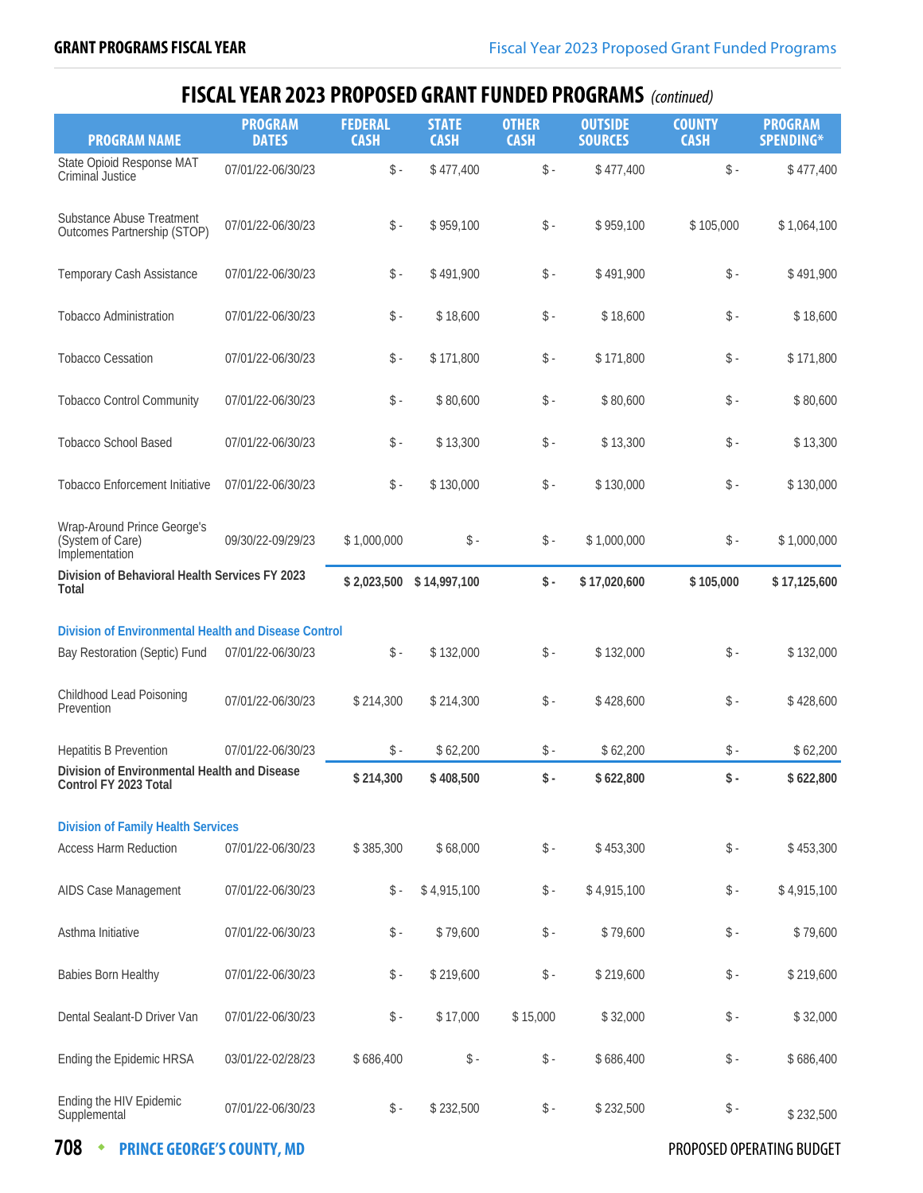## FISCAL YEAR 2023 PROPOSED GRANT FUNDED PROGRAMS *(continued)*

| PROGRAM NAME | PROGRAM DATES | FEDERAL CASH | STATE CASH | OTHER CASH | OUTSIDE SOURCES | COUNTY CASH | PROGRAM SPENDING* |
|---|---|---|---|---|---|---|---|
| State Opioid Response MAT Criminal Justice | 07/01/22-06/30/23 | $ - | $ 477,400 | $ - | $ 477,400 | $ - | $ 477,400 |
| Substance Abuse Treatment Outcomes Partnership (STOP) | 07/01/22-06/30/23 | $ - | $ 959,100 | $ - | $ 959,100 | $ 105,000 | $ 1,064,100 |
| Temporary Cash Assistance | 07/01/22-06/30/23 | $ - | $ 491,900 | $ - | $ 491,900 | $ - | $ 491,900 |
| Tobacco Administration | 07/01/22-06/30/23 | $ - | $ 18,600 | $ - | $ 18,600 | $ - | $ 18,600 |
| Tobacco Cessation | 07/01/22-06/30/23 | $ - | $ 171,800 | $ - | $ 171,800 | $ - | $ 171,800 |
| Tobacco Control Community | 07/01/22-06/30/23 | $ - | $ 80,600 | $ - | $ 80,600 | $ - | $ 80,600 |
| Tobacco School Based | 07/01/22-06/30/23 | $ - | $ 13,300 | $ - | $ 13,300 | $ - | $ 13,300 |
| Tobacco Enforcement Initiative | 07/01/22-06/30/23 | $ - | $ 130,000 | $ - | $ 130,000 | $ - | $ 130,000 |
| Wrap-Around Prince George's (System of Care) Implementation | 09/30/22-09/29/23 | $ 1,000,000 | $ - | $ - | $ 1,000,000 | $ - | $ 1,000,000 |
| **Division of Behavioral Health Services FY 2023 Total** | | **$ 2,023,500** | **$ 14,997,100** | **$ -** | **$ 17,020,600** | **$ 105,000** | **$ 17,125,600** |
| **Division of Environmental Health and Disease Control** | | | | | | | |
| Bay Restoration (Septic) Fund | 07/01/22-06/30/23 | $ - | $ 132,000 | $ - | $ 132,000 | $ - | $ 132,000 |
| Childhood Lead Poisoning Prevention | 07/01/22-06/30/23 | $ 214,300 | $ 214,300 | $ - | $ 428,600 | $ - | $ 428,600 |
| Hepatitis B Prevention | 07/01/22-06/30/23 | $ - | $ 62,200 | $ - | $ 62,200 | $ - | $ 62,200 |
| **Division of Environmental Health and Disease Control FY 2023 Total** | | **$ 214,300** | **$ 408,500** | **$ -** | **$ 622,800** | **$ -** | **$ 622,800** |
| **Division of Family Health Services** | | | | | | | |
| Access Harm Reduction | 07/01/22-06/30/23 | $ 385,300 | $ 68,000 | $ - | $ 453,300 | $ - | $ 453,300 |
| AIDS Case Management | 07/01/22-06/30/23 | $ - | $ 4,915,100 | $ - | $ 4,915,100 | $ - | $ 4,915,100 |
| Asthma Initiative | 07/01/22-06/30/23 | $ - | $ 79,600 | $ - | $ 79,600 | $ - | $ 79,600 |
| Babies Born Healthy | 07/01/22-06/30/23 | $ - | $ 219,600 | $ - | $ 219,600 | $ - | $ 219,600 |
| Dental Sealant-D Driver Van | 07/01/22-06/30/23 | $ - | $ 17,000 | $ 15,000 | $ 32,000 | $ - | $ 32,000 |
| Ending the Epidemic HRSA | 03/01/22-02/28/23 | $ 686,400 | $ - | $ - | $ 686,400 | $ - | $ 686,400 |
| Ending the HIV Epidemic Supplemental | 07/01/22-06/30/23 | $ - | $ 232,500 | $ - | $ 232,500 | $ - | $ 232,500 |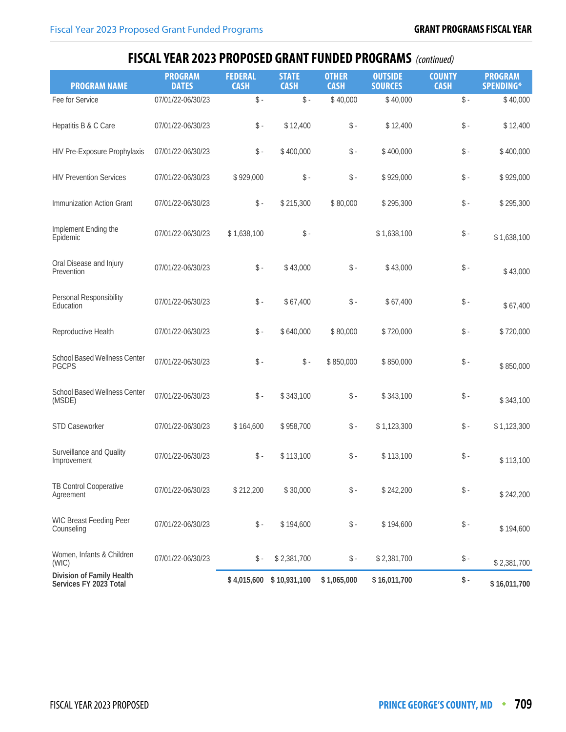## FISCAL YEAR 2023 PROPOSED GRANT FUNDED PROGRAMS *(continued)*

| PROGRAM NAME | PROGRAM DATES | FEDERAL CASH | STATE CASH | OTHER CASH | OUTSIDE SOURCES | COUNTY CASH | PROGRAM SPENDING* |
|---|---|---|---|---|---|---|---|
| Fee for Service | 07/01/22-06/30/23 | $ - | $ - | $ 40,000 | $ 40,000 | $ - | $ 40,000 |
| Hepatitis B & C Care | 07/01/22-06/30/23 | $ - | $ 12,400 | $ - | $ 12,400 | $ - | $ 12,400 |
| HIV Pre-Exposure Prophylaxis | 07/01/22-06/30/23 | $ - | $ 400,000 | $ - | $ 400,000 | $ - | $ 400,000 |
| HIV Prevention Services | 07/01/22-06/30/23 | $ 929,000 | $ - | $ - | $ 929,000 | $ - | $ 929,000 |
| Immunization Action Grant | 07/01/22-06/30/23 | $ - | $ 215,300 | $ 80,000 | $ 295,300 | $ - | $ 295,300 |
| Implement Ending the Epidemic | 07/01/22-06/30/23 | $ 1,638,100 | $ - | | $ 1,638,100 | $ - | $ 1,638,100 |
| Oral Disease and Injury Prevention | 07/01/22-06/30/23 | $ - | $ 43,000 | $ - | $ 43,000 | $ - | $ 43,000 |
| Personal Responsibility Education | 07/01/22-06/30/23 | $ - | $ 67,400 | $ - | $ 67,400 | $ - | $ 67,400 |
| Reproductive Health | 07/01/22-06/30/23 | $ - | $ 640,000 | $ 80,000 | $ 720,000 | $ - | $ 720,000 |
| School Based Wellness Center PGCPS | 07/01/22-06/30/23 | $ - | $ - | $ 850,000 | $ 850,000 | $ - | $ 850,000 |
| School Based Wellness Center (MSDE) | 07/01/22-06/30/23 | $ - | $ 343,100 | $ - | $ 343,100 | $ - | $ 343,100 |
| STD Caseworker | 07/01/22-06/30/23 | $ 164,600 | $ 958,700 | $ - | $ 1,123,300 | $ - | $ 1,123,300 |
| Surveillance and Quality Improvement | 07/01/22-06/30/23 | $ - | $ 113,100 | $ - | $ 113,100 | $ - | $ 113,100 |
| TB Control Cooperative Agreement | 07/01/22-06/30/23 | $ 212,200 | $ 30,000 | $ - | $ 242,200 | $ - | $ 242,200 |
| WIC Breast Feeding Peer Counseling | 07/01/22-06/30/23 | $ - | $ 194,600 | $ - | $ 194,600 | $ - | $ 194,600 |
| Women, Infants & Children (WIC) | 07/01/22-06/30/23 | $ - | $ 2,381,700 | $ - | $ 2,381,700 | $ - | $ 2,381,700 |
| **Division of Family Health Services FY 2023 Total** | | **$ 4,015,600** | **$ 10,931,100** | **$ 1,065,000** | **$ 16,011,700** | **$ -** | **$ 16,011,700** |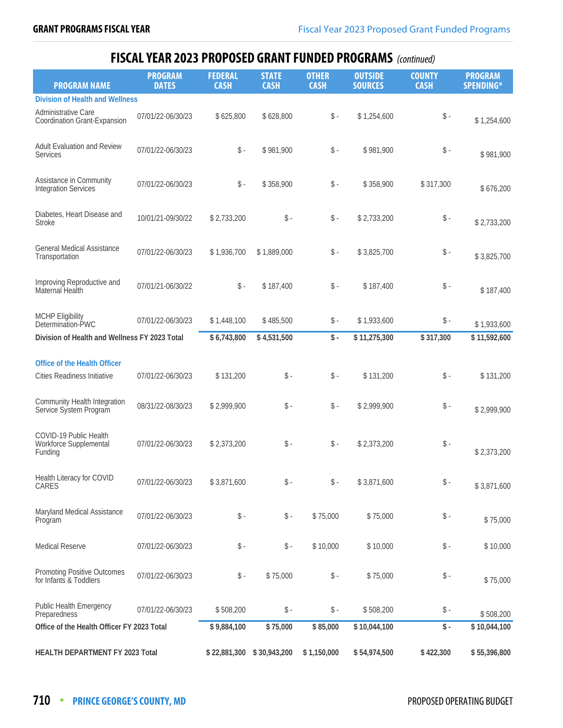# FISCAL YEAR 2023 PROPOSED GRANT FUNDED PROGRAMS *(continued)*

| PROGRAM NAME | PROGRAM DATES | FEDERAL CASH | STATE CASH | OTHER CASH | OUTSIDE SOURCES | COUNTY CASH | PROGRAM SPENDING* |
|---|---|---|---|---|---|---|---|
| **Division of Health and Wellness** | | | | | | | |
| Administrative Care Coordination Grant-Expansion | 07/01/22-06/30/23 | $ 625,800 | $ 628,800 | $ - | $ 1,254,600 | $ - | $ 1,254,600 |
| Adult Evaluation and Review Services | 07/01/22-06/30/23 | $ - | $ 981,900 | $ - | $ 981,900 | $ - | $ 981,900 |
| Assistance in Community Integration Services | 07/01/22-06/30/23 | $ - | $ 358,900 | $ - | $ 358,900 | $ 317,300 | $ 676,200 |
| Diabetes, Heart Disease and Stroke | 10/01/21-09/30/22 | $ 2,733,200 | $ - | $ - | $ 2,733,200 | $ - | $ 2,733,200 |
| General Medical Assistance Transportation | 07/01/22-06/30/23 | $ 1,936,700 | $ 1,889,000 | $ - | $ 3,825,700 | $ - | $ 3,825,700 |
| Improving Reproductive and Maternal Health | 07/01/21-06/30/22 | $ - | $ 187,400 | $ - | $ 187,400 | $ - | $ 187,400 |
| MCHP Eligibility Determination-PWC | 07/01/22-06/30/23 | $ 1,448,100 | $ 485,500 | $ - | $ 1,933,600 | $ - | $ 1,933,600 |
| **Division of Health and Wellness FY 2023 Total** | | **$ 6,743,800** | **$ 4,531,500** | **$ -** | **$ 11,275,300** | **$ 317,300** | **$ 11,592,600** |
| **Office of the Health Officer** | | | | | | | |
| Cities Readiness Initiative | 07/01/22-06/30/23 | $ 131,200 | $ - | $ - | $ 131,200 | $ - | $ 131,200 |
| Community Health Integration Service System Program | 08/31/22-08/30/23 | $ 2,999,900 | $ - | $ - | $ 2,999,900 | $ - | $ 2,999,900 |
| COVID-19 Public Health Workforce Supplemental Funding | 07/01/22-06/30/23 | $ 2,373,200 | $ - | $ - | $ 2,373,200 | $ - | $ 2,373,200 |
| Health Literacy for COVID CARES | 07/01/22-06/30/23 | $ 3,871,600 | $ - | $ - | $ 3,871,600 | $ - | $ 3,871,600 |
| Maryland Medical Assistance Program | 07/01/22-06/30/23 | $ - | $ - | $ 75,000 | $ 75,000 | $ - | $ 75,000 |
| Medical Reserve | 07/01/22-06/30/23 | $ - | $ - | $ 10,000 | $ 10,000 | $ - | $ 10,000 |
| Promoting Positive Outcomes for Infants & Toddlers | 07/01/22-06/30/23 | $ - | $ 75,000 | $ - | $ 75,000 | $ - | $ 75,000 |
| Public Health Emergency Preparedness | 07/01/22-06/30/23 | $ 508,200 | $ - | $ - | $ 508,200 | $ - | $ 508,200 |
| **Office of the Health Officer FY 2023 Total** | | **$ 9,884,100** | **$ 75,000** | **$ 85,000** | **$ 10,044,100** | **$ -** | **$ 10,044,100** |
| **HEALTH DEPARTMENT FY 2023 Total** | | **$ 22,881,300** | **$ 30,943,200** | **$ 1,150,000** | **$ 54,974,500** | **$ 422,300** | **$ 55,396,800** |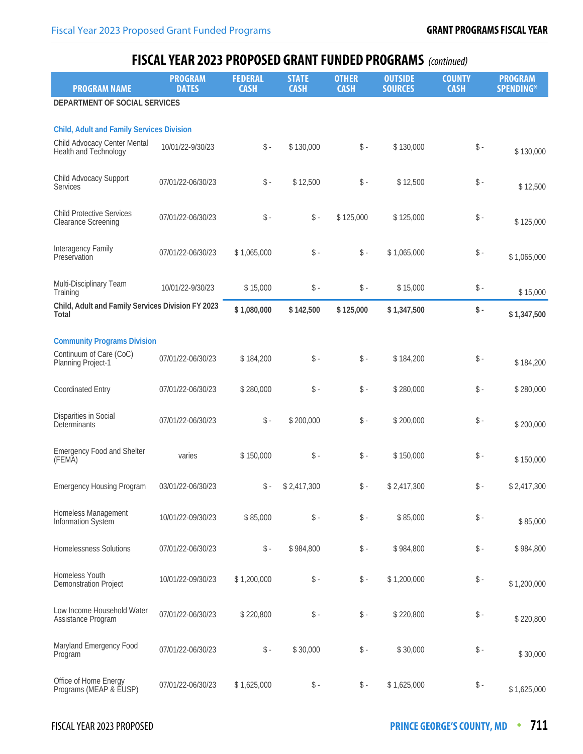## FISCAL YEAR 2023 PROPOSED GRANT FUNDED PROGRAMS *(continued)*

| PROGRAM NAME | PROGRAM DATES | FEDERAL CASH | STATE CASH | OTHER CASH | OUTSIDE SOURCES | COUNTY CASH | PROGRAM SPENDING* |
|---|---|---|---|---|---|---|---|
| **DEPARTMENT OF SOCIAL SERVICES** | | | | | | | |
| **Child, Adult and Family Services Division** | | | | | | | |
| Child Advocacy Center Mental Health and Technology | 10/01/22-9/30/23 | $ - | $ 130,000 | $ - | $ 130,000 | $ - | $ 130,000 |
| Child Advocacy Support Services | 07/01/22-06/30/23 | $ - | $ 12,500 | $ - | $ 12,500 | $ - | $ 12,500 |
| Child Protective Services Clearance Screening | 07/01/22-06/30/23 | $ - | $ - | $ 125,000 | $ 125,000 | $ - | $ 125,000 |
| Interagency Family Preservation | 07/01/22-06/30/23 | $ 1,065,000 | $ - | $ - | $ 1,065,000 | $ - | $ 1,065,000 |
| Multi-Disciplinary Team Training | 10/01/22-9/30/23 | $ 15,000 | $ - | $ - | $ 15,000 | $ - | $ 15,000 |
| **Child, Adult and Family Services Division FY 2023 Total** | | **$ 1,080,000** | **$ 142,500** | **$ 125,000** | **$ 1,347,500** | **$ -** | **$ 1,347,500** |
| **Community Programs Division** | | | | | | | |
| Continuum of Care (CoC) Planning Project-1 | 07/01/22-06/30/23 | $ 184,200 | $ - | $ - | $ 184,200 | $ - | $ 184,200 |
| Coordinated Entry | 07/01/22-06/30/23 | $ 280,000 | $ - | $ - | $ 280,000 | $ - | $ 280,000 |
| Disparities in Social Determinants | 07/01/22-06/30/23 | $ - | $ 200,000 | $ - | $ 200,000 | $ - | $ 200,000 |
| Emergency Food and Shelter (FEMA) | varies | $ 150,000 | $ - | $ - | $ 150,000 | $ - | $ 150,000 |
| Emergency Housing Program | 03/01/22-06/30/23 | $ - | $ 2,417,300 | $ - | $ 2,417,300 | $ - | $ 2,417,300 |
| Homeless Management Information System | 10/01/22-09/30/23 | $ 85,000 | $ - | $ - | $ 85,000 | $ - | $ 85,000 |
| Homelessness Solutions | 07/01/22-06/30/23 | $ - | $ 984,800 | $ - | $ 984,800 | $ - | $ 984,800 |
| Homeless Youth Demonstration Project | 10/01/22-09/30/23 | $ 1,200,000 | $ - | $ - | $ 1,200,000 | $ - | $ 1,200,000 |
| Low Income Household Water Assistance Program | 07/01/22-06/30/23 | $ 220,800 | $ - | $ - | $ 220,800 | $ - | $ 220,800 |
| Maryland Emergency Food Program | 07/01/22-06/30/23 | $ - | $ 30,000 | $ - | $ 30,000 | $ - | $ 30,000 |
| Office of Home Energy Programs (MEAP & EUSP) | 07/01/22-06/30/23 | $ 1,625,000 | $ - | $ - | $ 1,625,000 | $ - | $ 1,625,000 |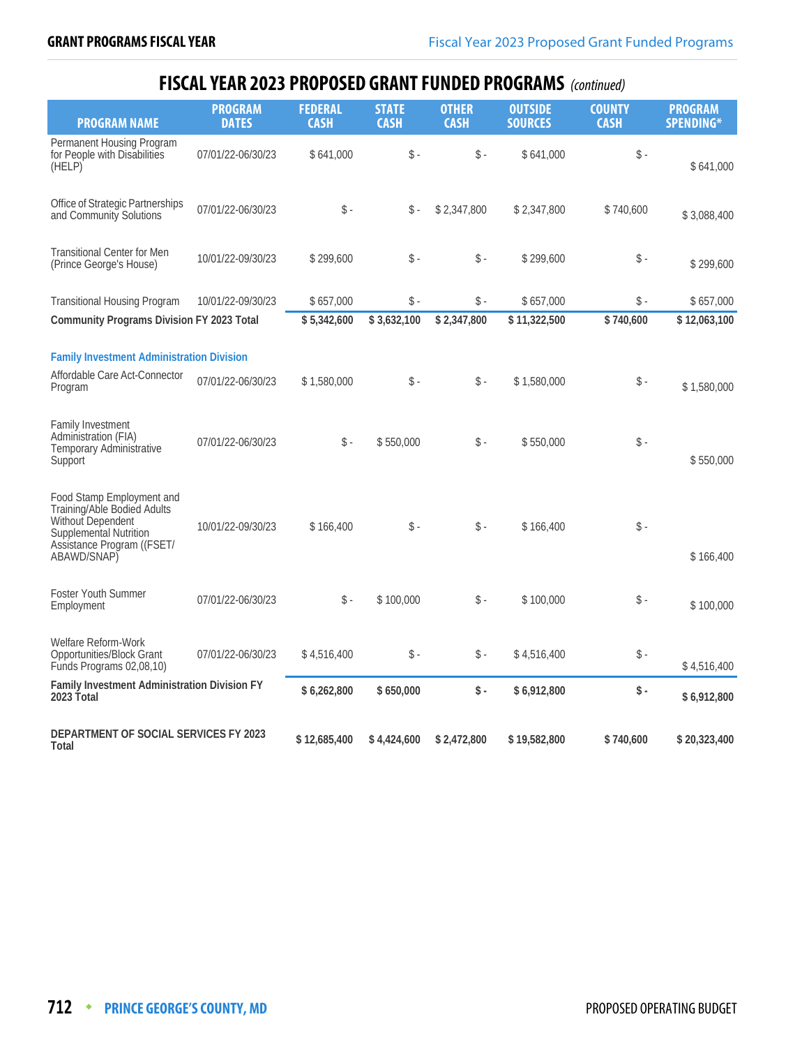# FISCAL YEAR 2023 PROPOSED GRANT FUNDED PROGRAMS *(continued)*

| PROGRAM NAME | PROGRAM DATES | FEDERAL CASH | STATE CASH | OTHER CASH | OUTSIDE SOURCES | COUNTY CASH | PROGRAM SPENDING* |
|---|---|---|---|---|---|---|---|
| Permanent Housing Program for People with Disabilities (HELP) | 07/01/22-06/30/23 | $ 641,000 | $ - | $ - | $ 641,000 | $ - | $ 641,000 |
| Office of Strategic Partnerships and Community Solutions | 07/01/22-06/30/23 | $ - | $ - | $ 2,347,800 | $ 2,347,800 | $ 740,600 | $ 3,088,400 |
| Transitional Center for Men (Prince George's House) | 10/01/22-09/30/23 | $ 299,600 | $ - | $ - | $ 299,600 | $ - | $ 299,600 |
| Transitional Housing Program | 10/01/22-09/30/23 | $ 657,000 | $ - | $ - | $ 657,000 | $ - | $ 657,000 |
| **Community Programs Division FY 2023 Total** | | **$ 5,342,600** | **$ 3,632,100** | **$ 2,347,800** | **$ 11,322,500** | **$ 740,600** | **$ 12,063,100** |
| **Family Investment Administration Division** | | | | | | | |
| Affordable Care Act-Connector Program | 07/01/22-06/30/23 | $ 1,580,000 | $ - | $ - | $ 1,580,000 | $ - | $ 1,580,000 |
| Family Investment Administration (FIA) Temporary Administrative Support | 07/01/22-06/30/23 | $ - | $ 550,000 | $ - | $ 550,000 | $ - | $ 550,000 |
| Food Stamp Employment and Training/Able Bodied Adults Without Dependent Supplemental Nutrition Assistance Program ((FSET/ ABAWD/SNAP) | 10/01/22-09/30/23 | $ 166,400 | $ - | $ - | $ 166,400 | $ - | $ 166,400 |
| Foster Youth Summer Employment | 07/01/22-06/30/23 | $ - | $ 100,000 | $ - | $ 100,000 | $ - | $ 100,000 |
| Welfare Reform-Work Opportunities/Block Grant Funds Programs 02,08,10) | 07/01/22-06/30/23 | $ 4,516,400 | $ - | $ - | $ 4,516,400 | $ - | $ 4,516,400 |
| **Family Investment Administration Division FY 2023 Total** | | **$ 6,262,800** | **$ 650,000** | **$ -** | **$ 6,912,800** | **$ -** | **$ 6,912,800** |
| **DEPARTMENT OF SOCIAL SERVICES FY 2023 Total** | | **$ 12,685,400** | **$ 4,424,600** | **$ 2,472,800** | **$ 19,582,800** | **$ 740,600** | **$ 20,323,400** |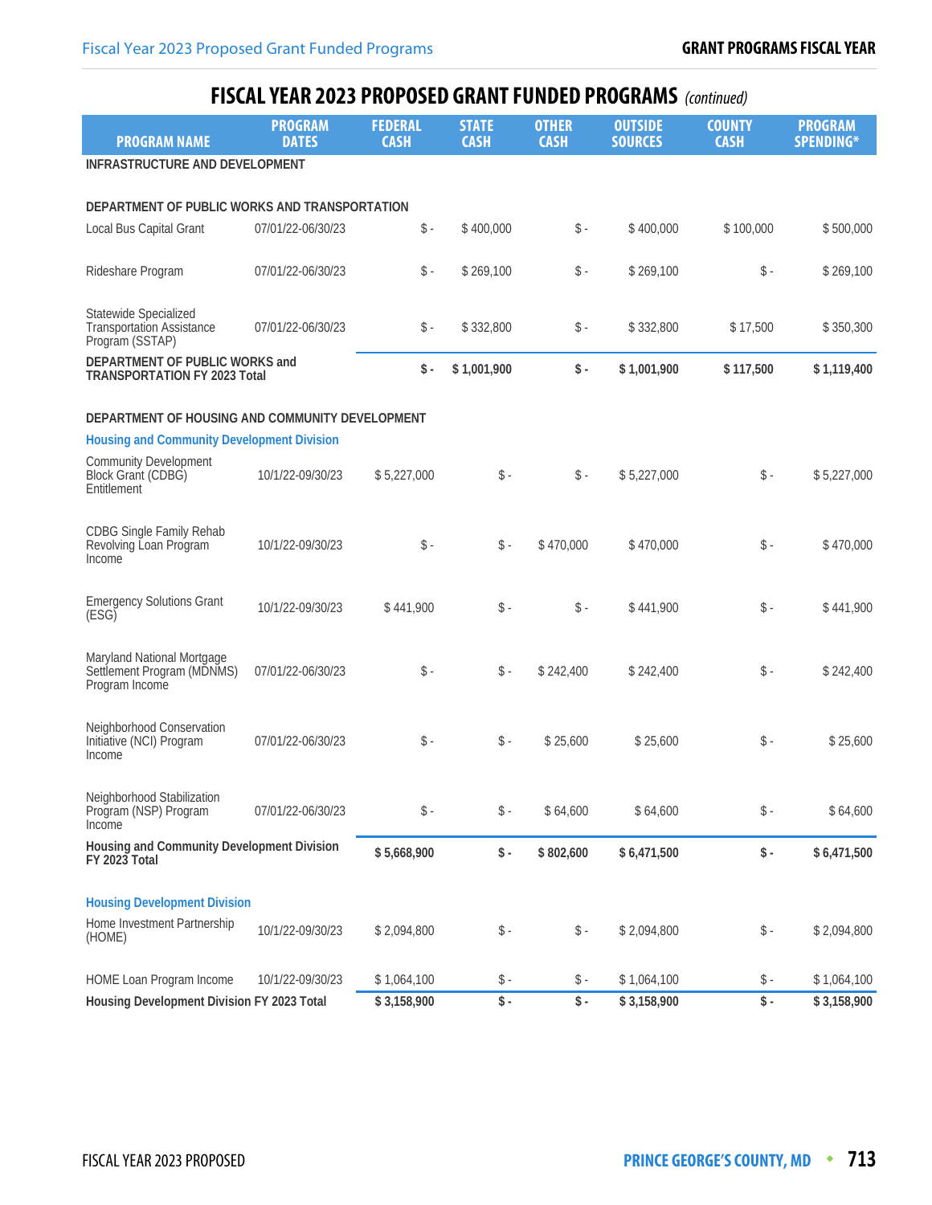# FISCAL YEAR 2023 PROPOSED GRANT FUNDED PROGRAMS *(continued)*

| PROGRAM NAME | PROGRAM DATES | FEDERAL CASH | STATE CASH | OTHER CASH | OUTSIDE SOURCES | COUNTY CASH | PROGRAM SPENDING* |
|---|---|---|---|---|---|---|---|
| **INFRASTRUCTURE AND DEVELOPMENT** | | | | | | | |
| **DEPARTMENT OF PUBLIC WORKS AND TRANSPORTATION** | | | | | | | |
| Local Bus Capital Grant | 07/01/22-06/30/23 | $ - | $ 400,000 | $ - | $ 400,000 | $ 100,000 | $ 500,000 |
| Rideshare Program | 07/01/22-06/30/23 | $ - | $ 269,100 | $ - | $ 269,100 | $ - | $ 269,100 |
| Statewide Specialized Transportation Assistance Program (SSTAP) | 07/01/22-06/30/23 | $ - | $ 332,800 | $ - | $ 332,800 | $ 17,500 | $ 350,300 |
| **DEPARTMENT OF PUBLIC WORKS and TRANSPORTATION FY 2023 Total** | | **$ -** | **$ 1,001,900** | **$ -** | **$ 1,001,900** | **$ 117,500** | **$ 1,119,400** |
| **DEPARTMENT OF HOUSING AND COMMUNITY DEVELOPMENT** | | | | | | | |
| **Housing and Community Development Division** | | | | | | | |
| Community Development Block Grant (CDBG) Entitlement | 10/1/22-09/30/23 | $ 5,227,000 | $ - | $ - | $ 5,227,000 | $ - | $ 5,227,000 |
| CDBG Single Family Rehab Revolving Loan Program Income | 10/1/22-09/30/23 | $ - | $ - | $ 470,000 | $ 470,000 | $ - | $ 470,000 |
| Emergency Solutions Grant (ESG) | 10/1/22-09/30/23 | $ 441,900 | $ - | $ - | $ 441,900 | $ - | $ 441,900 |
| Maryland National Mortgage Settlement Program (MDNMS) Program Income | 07/01/22-06/30/23 | $ - | $ - | $ 242,400 | $ 242,400 | $ - | $ 242,400 |
| Neighborhood Conservation Initiative (NCI) Program Income | 07/01/22-06/30/23 | $ - | $ - | $ 25,600 | $ 25,600 | $ - | $ 25,600 |
| Neighborhood Stabilization Program (NSP) Program Income | 07/01/22-06/30/23 | $ - | $ - | $ 64,600 | $ 64,600 | $ - | $ 64,600 |
| **Housing and Community Development Division FY 2023 Total** | | **$ 5,668,900** | **$ -** | **$ 802,600** | **$ 6,471,500** | **$ -** | **$ 6,471,500** |
| **Housing Development Division** | | | | | | | |
| Home Investment Partnership (HOME) | 10/1/22-09/30/23 | $ 2,094,800 | $ - | $ - | $ 2,094,800 | $ - | $ 2,094,800 |
| HOME Loan Program Income | 10/1/22-09/30/23 | $ 1,064,100 | $ - | $ - | $ 1,064,100 | $ - | $ 1,064,100 |
| **Housing Development Division FY 2023 Total** | | **$ 3,158,900** | **$ -** | **$ -** | **$ 3,158,900** | **$ -** | **$ 3,158,900** |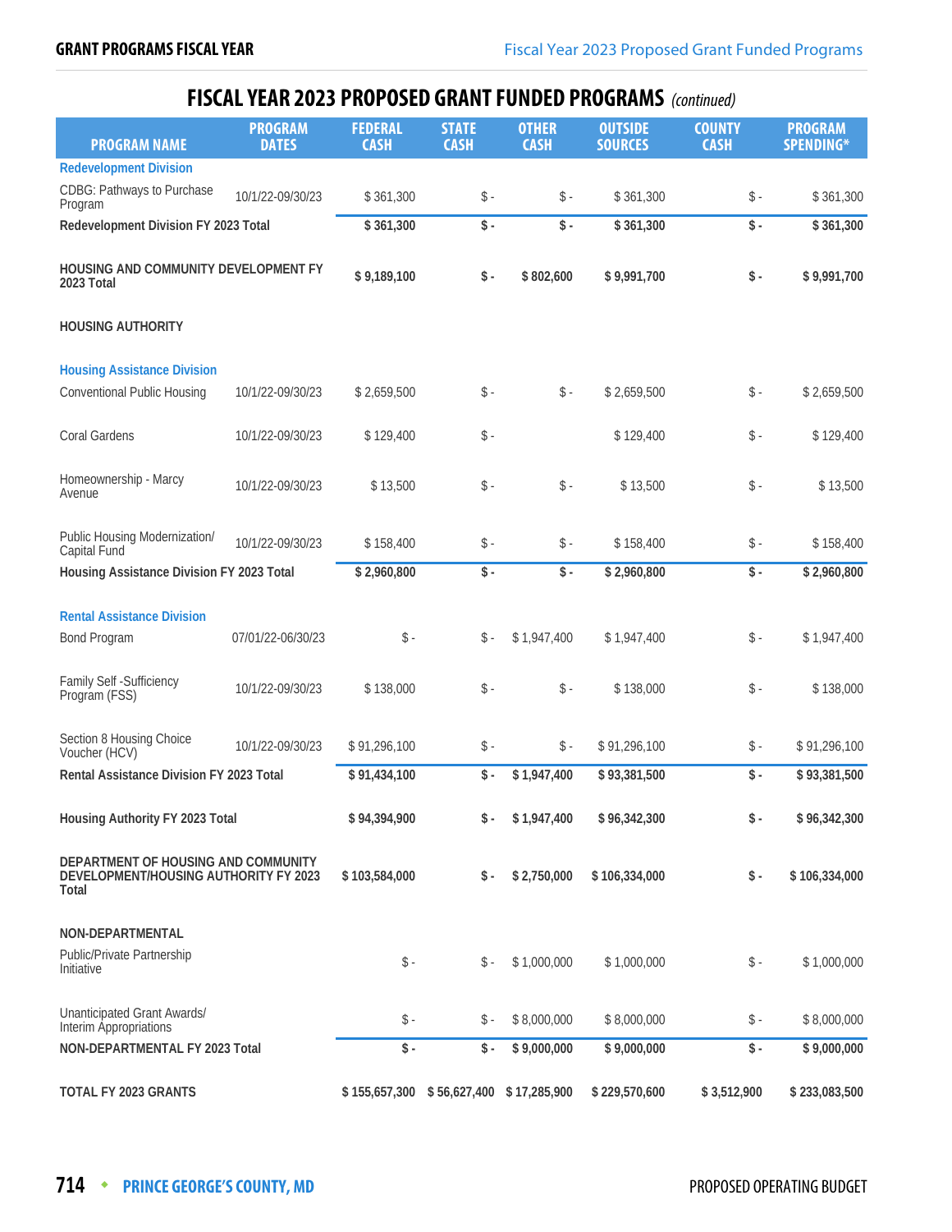## FISCAL YEAR 2023 PROPOSED GRANT FUNDED PROGRAMS *(continued)*

| PROGRAM NAME | PROGRAM DATES | FEDERAL CASH | STATE CASH | OTHER CASH | OUTSIDE SOURCES | COUNTY CASH | PROGRAM SPENDING* |
|---|---|---|---|---|---|---|---|
| **Redevelopment Division** | | | | | | | |
| CDBG: Pathways to Purchase Program | 10/1/22-09/30/23 | $ 361,300 | $ - | $ - | $ 361,300 | $ - | $ 361,300 |
| **Redevelopment Division FY 2023 Total** | | **$ 361,300** | **$ -** | **$ -** | **$ 361,300** | **$ -** | **$ 361,300** |
| **HOUSING AND COMMUNITY DEVELOPMENT FY 2023 Total** | | **$ 9,189,100** | **$ -** | **$ 802,600** | **$ 9,991,700** | **$ -** | **$ 9,991,700** |
| **HOUSING AUTHORITY** | | | | | | | |
| **Housing Assistance Division** | | | | | | | |
| Conventional Public Housing | 10/1/22-09/30/23 | $ 2,659,500 | $ - | $ - | $ 2,659,500 | $ - | $ 2,659,500 |
| Coral Gardens | 10/1/22-09/30/23 | $ 129,400 | $ - | | $ 129,400 | $ - | $ 129,400 |
| Homeownership - Marcy Avenue | 10/1/22-09/30/23 | $ 13,500 | $ - | $ - | $ 13,500 | $ - | $ 13,500 |
| Public Housing Modernization/ Capital Fund | 10/1/22-09/30/23 | $ 158,400 | $ - | $ - | $ 158,400 | $ - | $ 158,400 |
| **Housing Assistance Division FY 2023 Total** | | **$ 2,960,800** | **$ -** | **$ -** | **$ 2,960,800** | **$ -** | **$ 2,960,800** |
| **Rental Assistance Division** | | | | | | | |
| Bond Program | 07/01/22-06/30/23 | $ - | $ - | $ 1,947,400 | $ 1,947,400 | $ - | $ 1,947,400 |
| Family Self -Sufficiency Program (FSS) | 10/1/22-09/30/23 | $ 138,000 | $ - | $ - | $ 138,000 | $ - | $ 138,000 |
| Section 8 Housing Choice Voucher (HCV) | 10/1/22-09/30/23 | $ 91,296,100 | $ - | $ - | $ 91,296,100 | $ - | $ 91,296,100 |
| **Rental Assistance Division FY 2023 Total** | | **$ 91,434,100** | **$ -** | **$ 1,947,400** | **$ 93,381,500** | **$ -** | **$ 93,381,500** |
| **Housing Authority FY 2023 Total** | | **$ 94,394,900** | **$ -** | **$ 1,947,400** | **$ 96,342,300** | **$ -** | **$ 96,342,300** |
| **DEPARTMENT OF HOUSING AND COMMUNITY DEVELOPMENT/HOUSING AUTHORITY FY 2023 Total** | | **$ 103,584,000** | **$ -** | **$ 2,750,000** | **$ 106,334,000** | **$ -** | **$ 106,334,000** |
| **NON-DEPARTMENTAL** | | | | | | | |
| Public/Private Partnership Initiative | | $ - | $ - | $ 1,000,000 | $ 1,000,000 | $ - | $ 1,000,000 |
| Unanticipated Grant Awards/ Interim Appropriations | | $ - | $ - | $ 8,000,000 | $ 8,000,000 | $ - | $ 8,000,000 |
| **NON-DEPARTMENTAL FY 2023 Total** | | **$ -** | **$ -** | **$ 9,000,000** | **$ 9,000,000** | **$ -** | **$ 9,000,000** |
| **TOTAL FY 2023 GRANTS** | | **$ 155,657,300** | **$ 56,627,400** | **$ 17,285,900** | **$ 229,570,600** | **$ 3,512,900** | **$ 233,083,500** |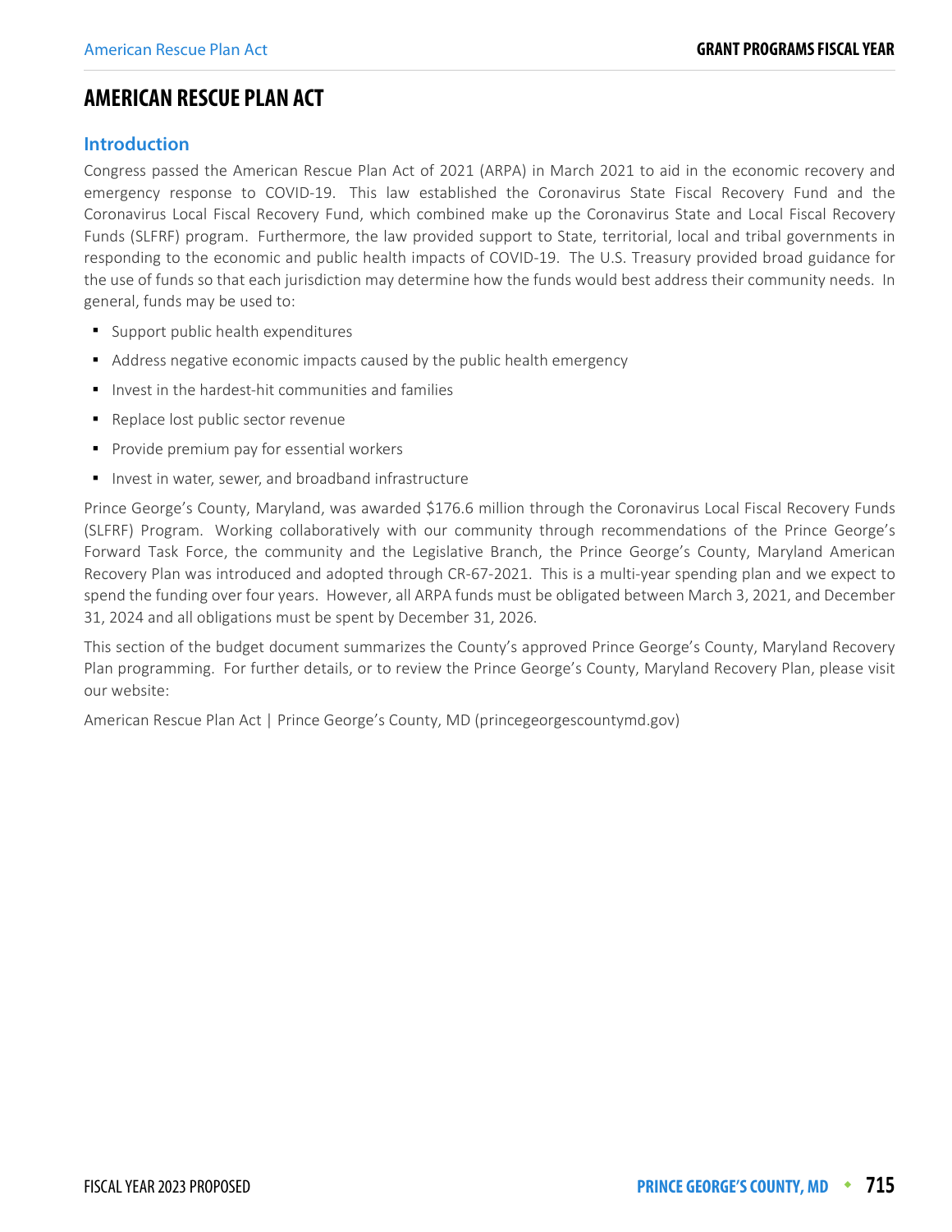# AMERICAN RESCUE PLAN ACT

## Introduction

Congress passed the American Rescue Plan Act of 2021 (ARPA) in March 2021 to aid in the economic recovery and emergency response to COVID-19. This law established the Coronavirus State Fiscal Recovery Fund and the Coronavirus Local Fiscal Recovery Fund, which combined make up the Coronavirus State and Local Fiscal Recovery Funds (SLFRF) program. Furthermore, the law provided support to State, territorial, local and tribal governments in responding to the economic and public health impacts of COVID-19. The U.S. Treasury provided broad guidance for the use of funds so that each jurisdiction may determine how the funds would best address their community needs. In general, funds may be used to:

- Support public health expenditures
- Address negative economic impacts caused by the public health emergency
- Invest in the hardest-hit communities and families
- Replace lost public sector revenue
- Provide premium pay for essential workers
- Invest in water, sewer, and broadband infrastructure

Prince George's County, Maryland, was awarded $176.6 million through the Coronavirus Local Fiscal Recovery Funds (SLFRF) Program. Working collaboratively with our community through recommendations of the Prince George's Forward Task Force, the community and the Legislative Branch, the Prince George's County, Maryland American Recovery Plan was introduced and adopted through CR-67-2021. This is a multi-year spending plan and we expect to spend the funding over four years. However, all ARPA funds must be obligated between March 3, 2021, and December 31, 2024 and all obligations must be spent by December 31, 2026.

This section of the budget document summarizes the County's approved Prince George's County, Maryland Recovery Plan programming. For further details, or to review the Prince George's County, Maryland Recovery Plan, please visit our website:

American Rescue Plan Act | Prince George's County, MD (princegeorgescountymd.gov)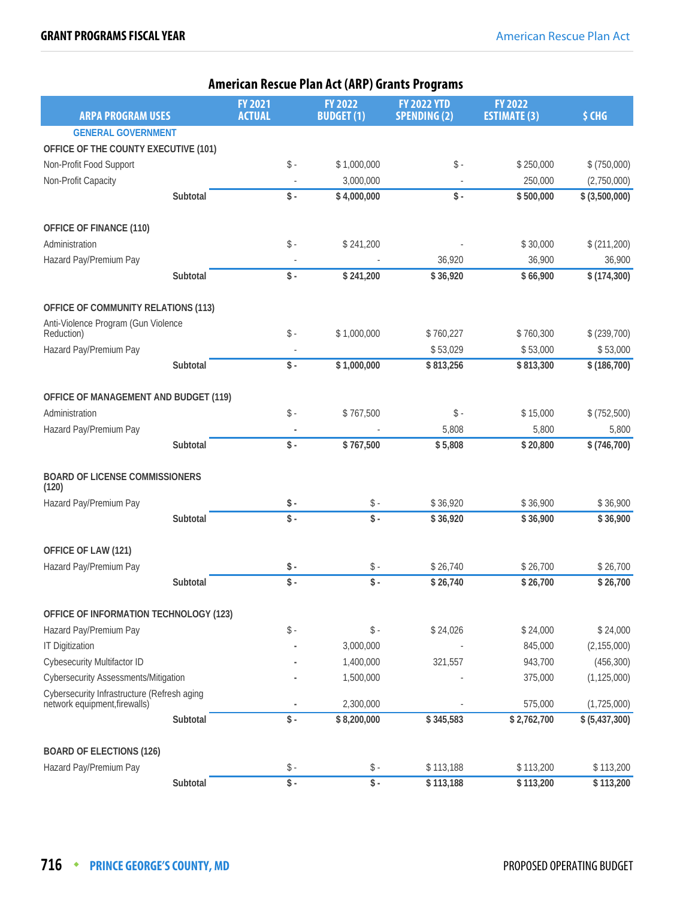## American Rescue Plan Act (ARP) Grants Programs

| ARPA PROGRAM USES | FY 2021 ACTUAL | FY 2022 BUDGET (1) | FY 2022 YTD SPENDING (2) | FY 2022 ESTIMATE (3) | $ CHG |
|---|---|---|---|---|---|
| **GENERAL GOVERNMENT** | | | | | |
| **OFFICE OF THE COUNTY EXECUTIVE (101)** | | | | | |
| Non-Profit Food Support | $ - | $ 1,000,000 | $ - | $ 250,000 | $ (750,000) |
| Non-Profit Capacity | - | 3,000,000 | - | 250,000 | (2,750,000) |
| **Subtotal** | **$ -** | **$ 4,000,000** | **$ -** | **$ 500,000** | **$ (3,500,000)** |
| **OFFICE OF FINANCE (110)** | | | | | |
| Administration | $ - | $ 241,200 | - | $ 30,000 | $ (211,200) |
| Hazard Pay/Premium Pay | - | - | 36,920 | 36,900 | 36,900 |
| **Subtotal** | **$ -** | **$ 241,200** | **$ 36,920** | **$ 66,900** | **$ (174,300)** |
| **OFFICE OF COMMUNITY RELATIONS (113)** | | | | | |
| Anti-Violence Program (Gun Violence Reduction) | $ - | $ 1,000,000 | $ 760,227 | $ 760,300 | $ (239,700) |
| Hazard Pay/Premium Pay | - | | $ 53,029 | $ 53,000 | $ 53,000 |
| **Subtotal** | **$ -** | **$ 1,000,000** | **$ 813,256** | **$ 813,300** | **$ (186,700)** |
| **OFFICE OF MANAGEMENT AND BUDGET (119)** | | | | | |
| Administration | $ - | $ 767,500 | $ - | $ 15,000 | $ (752,500) |
| Hazard Pay/Premium Pay | - | - | 5,808 | 5,800 | 5,800 |
| **Subtotal** | **$ -** | **$ 767,500** | **$ 5,808** | **$ 20,800** | **$ (746,700)** |
| **BOARD OF LICENSE COMMISSIONERS (120)** | | | | | |
| Hazard Pay/Premium Pay | $ - | $ - | $ 36,920 | $ 36,900 | $ 36,900 |
| **Subtotal** | **$ -** | **$ -** | **$ 36,920** | **$ 36,900** | **$ 36,900** |
| **OFFICE OF LAW (121)** | | | | | |
| Hazard Pay/Premium Pay | $ - | $ - | $ 26,740 | $ 26,700 | $ 26,700 |
| **Subtotal** | **$ -** | **$ -** | **$ 26,740** | **$ 26,700** | **$ 26,700** |
| **OFFICE OF INFORMATION TECHNOLOGY (123)** | | | | | |
| Hazard Pay/Premium Pay | $ - | $ - | $ 24,026 | $ 24,000 | $ 24,000 |
| IT Digitization | - | 3,000,000 | - | 845,000 | (2,155,000) |
| Cybesecurity Multifactor ID | - | 1,400,000 | 321,557 | 943,700 | (456,300) |
| Cybersecurity Assessments/Mitigation | - | 1,500,000 | - | 375,000 | (1,125,000) |
| Cybersecurity Infrastructure (Refresh aging network equipment,firewalls) | - | 2,300,000 | - | 575,000 | (1,725,000) |
| **Subtotal** | **$ -** | **$ 8,200,000** | **$ 345,583** | **$ 2,762,700** | **$ (5,437,300)** |
| **BOARD OF ELECTIONS (126)** | | | | | |
| Hazard Pay/Premium Pay | $ - | $ - | $ 113,188 | $ 113,200 | $ 113,200 |
| **Subtotal** | **$ -** | **$ -** | **$ 113,188** | **$ 113,200** | **$ 113,200** |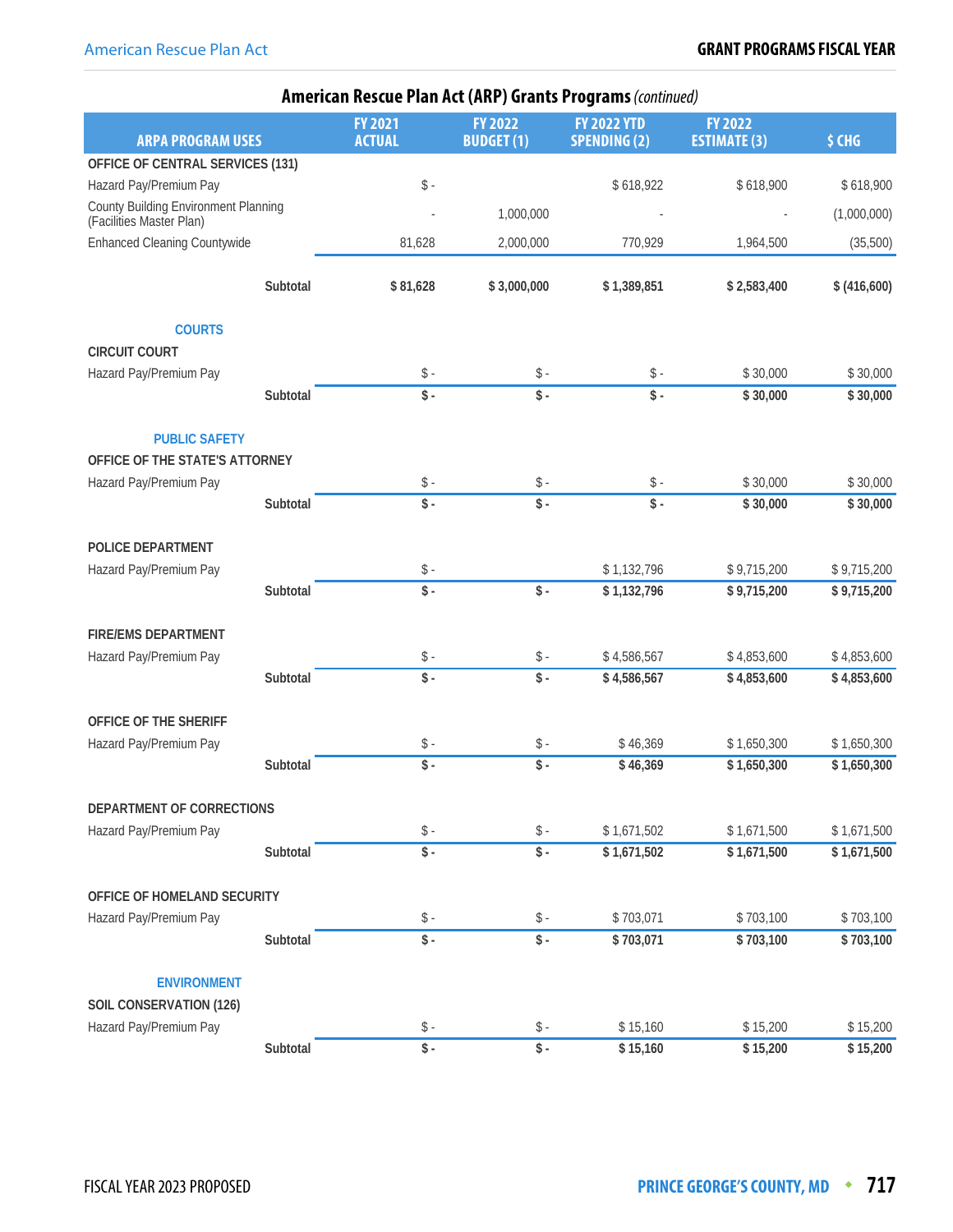## American Rescue Plan Act (ARP) Grants Programs *(continued)*

| ARPA PROGRAM USES | FY 2021 ACTUAL | FY 2022 BUDGET (1) | FY 2022 YTD SPENDING (2) | FY 2022 ESTIMATE (3) | $ CHG |
|---|---|---|---|---|---|
| **OFFICE OF CENTRAL SERVICES (131)** | | | | | |
| Hazard Pay/Premium Pay | $ - | | $ 618,922 | $ 618,900 | $ 618,900 |
| County Building Environment Planning (Facilities Master Plan) | - | 1,000,000 | - | - | (1,000,000) |
| Enhanced Cleaning Countywide | 81,628 | 2,000,000 | 770,929 | 1,964,500 | (35,500) |
| **Subtotal** | **$ 81,628** | **$ 3,000,000** | **$ 1,389,851** | **$ 2,583,400** | **$ (416,600)** |
| **COURTS** | | | | | |
| **CIRCUIT COURT** | | | | | |
| Hazard Pay/Premium Pay | $ - | $ - | $ - | $ 30,000 | $ 30,000 |
| **Subtotal** | **$ -** | **$ -** | **$ -** | **$ 30,000** | **$ 30,000** |
| **PUBLIC SAFETY** | | | | | |
| **OFFICE OF THE STATE'S ATTORNEY** | | | | | |
| Hazard Pay/Premium Pay | $ - | $ - | $ - | $ 30,000 | $ 30,000 |
| **Subtotal** | **$ -** | **$ -** | **$ -** | **$ 30,000** | **$ 30,000** |
| **POLICE DEPARTMENT** | | | | | |
| Hazard Pay/Premium Pay | $ - | | $ 1,132,796 | $ 9,715,200 | $ 9,715,200 |
| **Subtotal** | **$ -** | **$ -** | **$ 1,132,796** | **$ 9,715,200** | **$ 9,715,200** |
| **FIRE/EMS DEPARTMENT** | | | | | |
| Hazard Pay/Premium Pay | $ - | $ - | $ 4,586,567 | $ 4,853,600 | $ 4,853,600 |
| **Subtotal** | **$ -** | **$ -** | **$ 4,586,567** | **$ 4,853,600** | **$ 4,853,600** |
| **OFFICE OF THE SHERIFF** | | | | | |
| Hazard Pay/Premium Pay | $ - | $ - | $ 46,369 | $ 1,650,300 | $ 1,650,300 |
| **Subtotal** | **$ -** | **$ -** | **$ 46,369** | **$ 1,650,300** | **$ 1,650,300** |
| **DEPARTMENT OF CORRECTIONS** | | | | | |
| Hazard Pay/Premium Pay | $ - | $ - | $ 1,671,502 | $ 1,671,500 | $ 1,671,500 |
| **Subtotal** | **$ -** | **$ -** | **$ 1,671,502** | **$ 1,671,500** | **$ 1,671,500** |
| **OFFICE OF HOMELAND SECURITY** | | | | | |
| Hazard Pay/Premium Pay | $ - | $ - | $ 703,071 | $ 703,100 | $ 703,100 |
| **Subtotal** | **$ -** | **$ -** | **$ 703,071** | **$ 703,100** | **$ 703,100** |
| **ENVIRONMENT** | | | | | |
| **SOIL CONSERVATION (126)** | | | | | |
| Hazard Pay/Premium Pay | $ - | $ - | $ 15,160 | $ 15,200 | $ 15,200 |
| **Subtotal** | **$ -** | **$ -** | **$ 15,160** | **$ 15,200** | **$ 15,200** |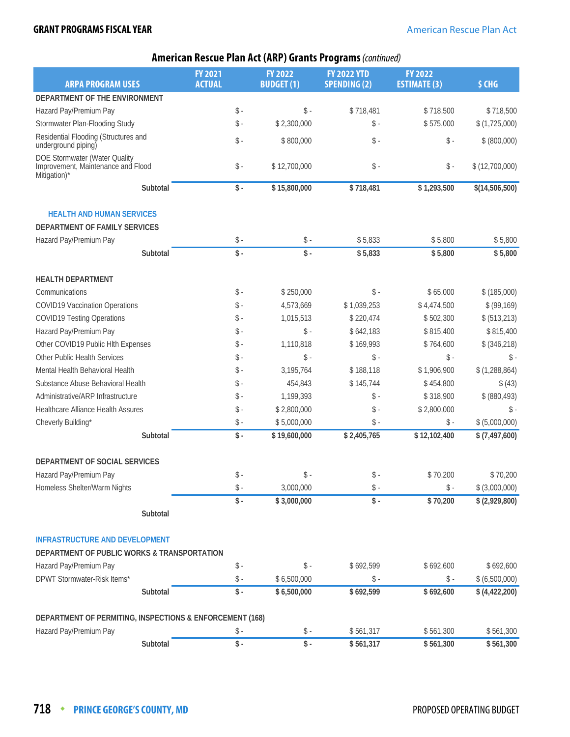## American Rescue Plan Act (ARP) Grants Programs *(continued)*

| ARPA PROGRAM USES | FY 2021 ACTUAL | FY 2022 BUDGET (1) | FY 2022 YTD SPENDING (2) | FY 2022 ESTIMATE (3) | $ CHG |
|---|---|---|---|---|---|
| **DEPARTMENT OF THE ENVIRONMENT** | | | | | |
| Hazard Pay/Premium Pay | $ - | $ - | $ 718,481 | $ 718,500 | $ 718,500 |
| Stormwater Plan-Flooding Study | $ - | $ 2,300,000 | $ - | $ 575,000 | $ (1,725,000) |
| Residential Flooding (Structures and underground piping) | $ - | $ 800,000 | $ - | $ - | $ (800,000) |
| DOE Stormwater (Water Quality Improvement, Maintenance and Flood Mitigation)* | $ - | $ 12,700,000 | $ - | $ - | $ (12,700,000) |
| **Subtotal** | **$ -** | **$ 15,800,000** | **$ 718,481** | **$ 1,293,500** | **$(14,506,500)** |
| **HEALTH AND HUMAN SERVICES** | | | | | |
| **DEPARTMENT OF FAMILY SERVICES** | | | | | |
| Hazard Pay/Premium Pay | $ - | $ - | $ 5,833 | $ 5,800 | $ 5,800 |
| **Subtotal** | **$ -** | **$ -** | **$ 5,833** | **$ 5,800** | **$ 5,800** |
| **HEALTH DEPARTMENT** | | | | | |
| Communications | $ - | $ 250,000 | $ - | $ 65,000 | $ (185,000) |
| COVID19 Vaccination Operations | $ - | 4,573,669 | $ 1,039,253 | $ 4,474,500 | $ (99,169) |
| COVID19 Testing Operations | $ - | 1,015,513 | $ 220,474 | $ 502,300 | $ (513,213) |
| Hazard Pay/Premium Pay | $ - | $ - | $ 642,183 | $ 815,400 | $ 815,400 |
| Other COVID19 Public Hlth Expenses | $ - | 1,110,818 | $ 169,993 | $ 764,600 | $ (346,218) |
| Other Public Health Services | $ - | $ - | $ - | $ - | $ - |
| Mental Health Behavioral Health | $ - | 3,195,764 | $ 188,118 | $ 1,906,900 | $ (1,288,864) |
| Substance Abuse Behavioral Health | $ - | 454,843 | $ 145,744 | $ 454,800 | $ (43) |
| Administrative/ARP Infrastructure | $ - | 1,199,393 | $ - | $ 318,900 | $ (880,493) |
| Healthcare Alliance Health Assures | $ - | $ 2,800,000 | $ - | $ 2,800,000 | $ - |
| Cheverly Building* | $ - | $ 5,000,000 | $ - | $ - | $ (5,000,000) |
| **Subtotal** | **$ -** | **$ 19,600,000** | **$ 2,405,765** | **$ 12,102,400** | **$ (7,497,600)** |
| **DEPARTMENT OF SOCIAL SERVICES** | | | | | |
| Hazard Pay/Premium Pay | $ - | $ - | $ - | $ 70,200 | $ 70,200 |
| Homeless Shelter/Warm Nights | $ - | 3,000,000 | $ - | $ - | $ (3,000,000) |
| **Subtotal** | **$ -** | **$ 3,000,000** | **$ -** | **$ 70,200** | **$ (2,929,800)** |
| **INFRASTRUCTURE AND DEVELOPMENT** | | | | | |
| **DEPARTMENT OF PUBLIC WORKS & TRANSPORTATION** | | | | | |
| Hazard Pay/Premium Pay | $ - | $ - | $ 692,599 | $ 692,600 | $ 692,600 |
| DPWT Stormwater-Risk Items* | $ - | $ 6,500,000 | $ - | $ - | $ (6,500,000) |
| **Subtotal** | **$ -** | **$ 6,500,000** | **$ 692,599** | **$ 692,600** | **$ (4,422,200)** |
| **DEPARTMENT OF PERMITING, INSPECTIONS & ENFORCEMENT (168)** | | | | | |
| Hazard Pay/Premium Pay | $ - | $ - | $ 561,317 | $ 561,300 | $ 561,300 |
| **Subtotal** | **$ -** | **$ -** | **$ 561,317** | **$ 561,300** | **$ 561,300** |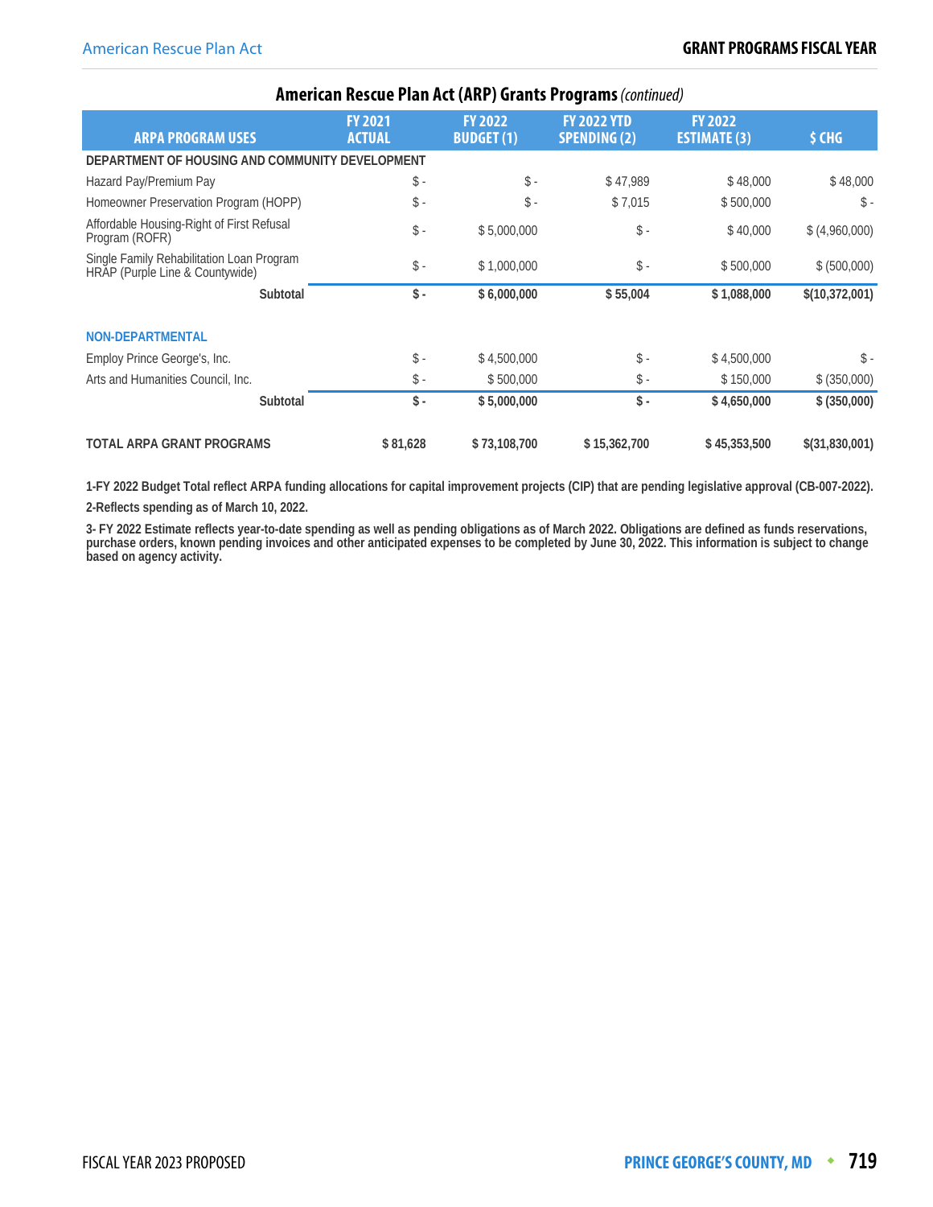## American Rescue Plan Act (ARP) Grants Programs *(continued)*

| ARPA PROGRAM USES | FY 2021 ACTUAL | FY 2022 BUDGET (1) | FY 2022 YTD SPENDING (2) | FY 2022 ESTIMATE (3) | $ CHG |
|---|---|---|---|---|---|
| **DEPARTMENT OF HOUSING AND COMMUNITY DEVELOPMENT** | | | | | |
| Hazard Pay/Premium Pay | $ - | $ - | $ 47,989 | $ 48,000 | $ 48,000 |
| Homeowner Preservation Program (HOPP) | $ - | $ - | $ 7,015 | $ 500,000 | $ - |
| Affordable Housing-Right of First Refusal Program (ROFR) | $ - | $ 5,000,000 | $ - | $ 40,000 | $ (4,960,000) |
| Single Family Rehabilitation Loan Program HRAP (Purple Line & Countywide) | $ - | $ 1,000,000 | $ - | $ 500,000 | $ (500,000) |
| **Subtotal** | **$ -** | **$ 6,000,000** | **$ 55,004** | **$ 1,088,000** | **$(10,372,001)** |
| **NON-DEPARTMENTAL** | | | | | |
| Employ Prince George's, Inc. | $ - | $ 4,500,000 | $ - | $ 4,500,000 | $ - |
| Arts and Humanities Council, Inc. | $ - | $ 500,000 | $ - | $ 150,000 | $ (350,000) |
| **Subtotal** | **$ -** | **$ 5,000,000** | **$ -** | **$ 4,650,000** | **$ (350,000)** |
| **TOTAL ARPA GRANT PROGRAMS** | **$ 81,628** | **$ 73,108,700** | **$ 15,362,700** | **$ 45,353,500** | **$(31,830,001)** |

**1-FY 2022 Budget Total reflect ARPA funding allocations for capital improvement projects (CIP) that are pending legislative approval (CB-007-2022).**

**2-Reflects spending as of March 10, 2022.**

**3- FY 2022 Estimate reflects year-to-date spending as well as pending obligations as of March 2022. Obligations are defined as funds reservations, purchase orders, known pending invoices and other anticipated expenses to be completed by June 30, 2022. This information is subject to change based on agency activity.**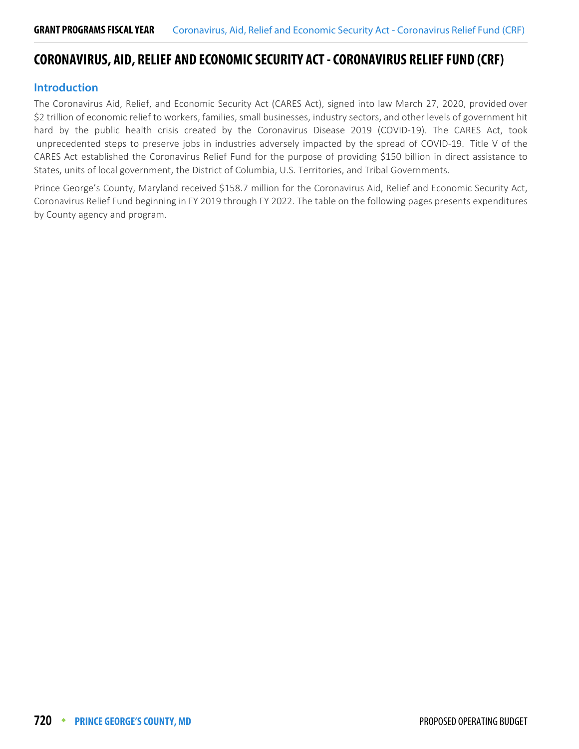# CORONAVIRUS, AID, RELIEF AND ECONOMIC SECURITY ACT - CORONAVIRUS RELIEF FUND (CRF)

## Introduction

The Coronavirus Aid, Relief, and Economic Security Act (CARES Act), signed into law March 27, 2020, provided over $2 trillion of economic relief to workers, families, small businesses, industry sectors, and other levels of government hit hard by the public health crisis created by the Coronavirus Disease 2019 (COVID-19). The CARES Act, took unprecedented steps to preserve jobs in industries adversely impacted by the spread of COVID-19. Title V of the CARES Act established the Coronavirus Relief Fund for the purpose of providing $150 billion in direct assistance to States, units of local government, the District of Columbia, U.S. Territories, and Tribal Governments.

Prince George's County, Maryland received $158.7 million for the Coronavirus Aid, Relief and Economic Security Act, Coronavirus Relief Fund beginning in FY 2019 through FY 2022. The table on the following pages presents expenditures by County agency and program.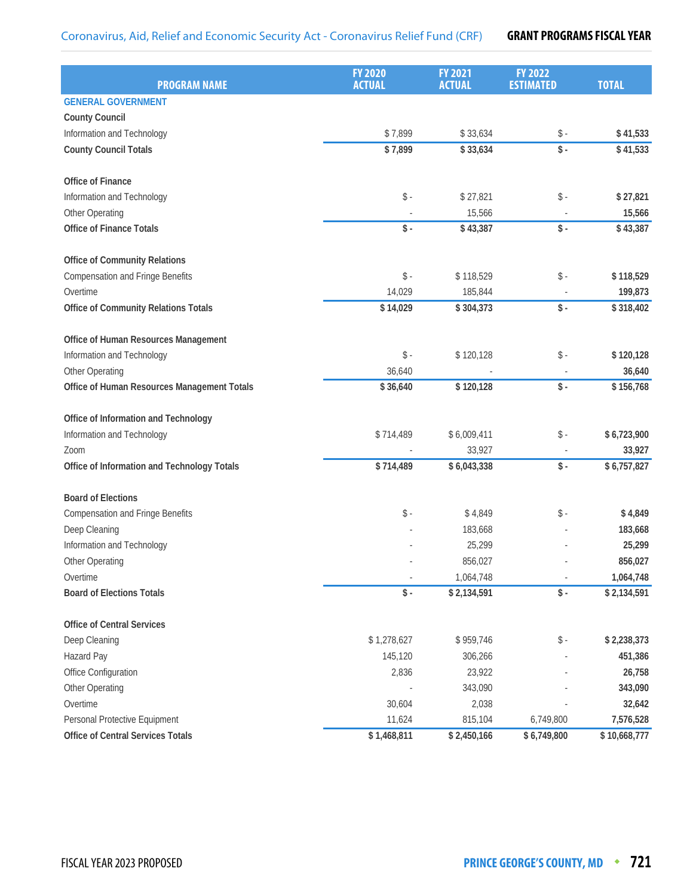## Coronavirus, Aid, Relief and Economic Security Act - Coronavirus Relief Fund (CRF)

| PROGRAM NAME | FY 2020 ACTUAL | FY 2021 ACTUAL | FY 2022 ESTIMATED | TOTAL |
|---|---|---|---|---|
| **GENERAL GOVERNMENT** | | | | |
| **County Council** | | | | |
| Information and Technology | $ 7,899 | $ 33,634 | $ - | **$ 41,533** |
| **County Council Totals** | **$ 7,899** | **$ 33,634** | **$ -** | **$ 41,533** |
| | | | | |
| **Office of Finance** | | | | |
| Information and Technology | $ - | $ 27,821 | $ - | **$ 27,821** |
| Other Operating | - | 15,566 | - | **15,566** |
| **Office of Finance Totals** | **$ -** | **$ 43,387** | **$ -** | **$ 43,387** |
| | | | | |
| **Office of Community Relations** | | | | |
| Compensation and Fringe Benefits | $ - | $ 118,529 | $ - | **$ 118,529** |
| Overtime | 14,029 | 185,844 | - | **199,873** |
| **Office of Community Relations Totals** | **$ 14,029** | **$ 304,373** | **$ -** | **$ 318,402** |
| | | | | |
| **Office of Human Resources Management** | | | | |
| Information and Technology | $ - | $ 120,128 | $ - | **$ 120,128** |
| Other Operating | 36,640 | - | - | **36,640** |
| **Office of Human Resources Management Totals** | **$ 36,640** | **$ 120,128** | **$ -** | **$ 156,768** |
| | | | | |
| **Office of Information and Technology** | | | | |
| Information and Technology | $ 714,489 | $ 6,009,411 | $ - | **$ 6,723,900** |
| Zoom | - | 33,927 | - | **33,927** |
| **Office of Information and Technology Totals** | **$ 714,489** | **$ 6,043,338** | **$ -** | **$ 6,757,827** |
| | | | | |
| **Board of Elections** | | | | |
| Compensation and Fringe Benefits | $ - | $ 4,849 | $ - | **$ 4,849** |
| Deep Cleaning | - | 183,668 | - | **183,668** |
| Information and Technology | - | 25,299 | - | **25,299** |
| Other Operating | - | 856,027 | - | **856,027** |
| Overtime | - | 1,064,748 | - | **1,064,748** |
| **Board of Elections Totals** | **$ -** | **$ 2,134,591** | **$ -** | **$ 2,134,591** |
| | | | | |
| **Office of Central Services** | | | | |
| Deep Cleaning | $ 1,278,627 | $ 959,746 | $ - | **$ 2,238,373** |
| Hazard Pay | 145,120 | 306,266 | - | **451,386** |
| Office Configuration | 2,836 | 23,922 | - | **26,758** |
| Other Operating | - | 343,090 | - | **343,090** |
| Overtime | 30,604 | 2,038 | - | **32,642** |
| Personal Protective Equipment | 11,624 | 815,104 | 6,749,800 | **7,576,528** |
| **Office of Central Services Totals** | **$ 1,468,811** | **$ 2,450,166** | **$ 6,749,800** | **$ 10,668,777** |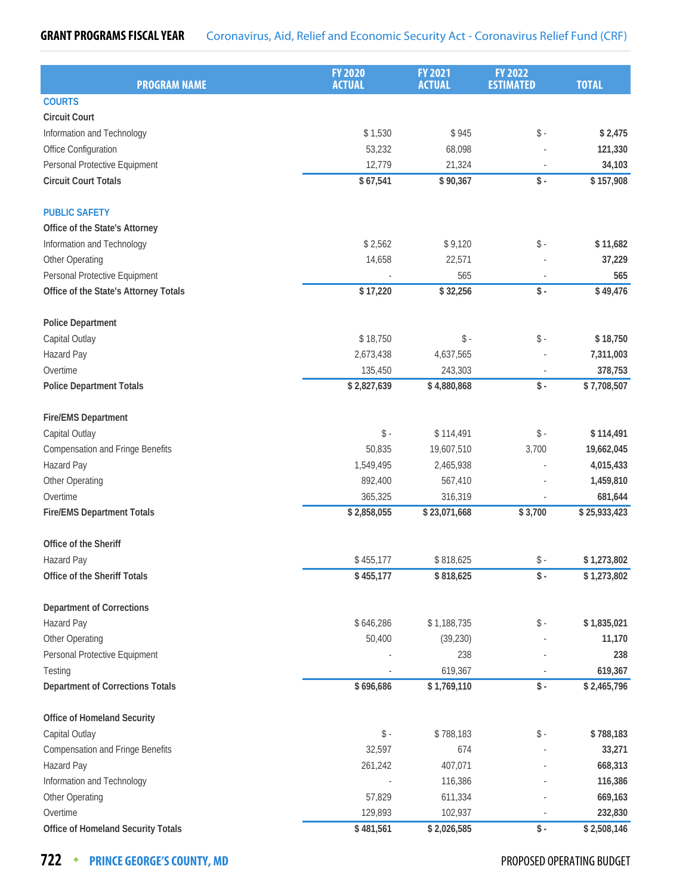## GRANT PROGRAMS FISCAL YEAR Coronavirus, Aid, Relief and Economic Security Act - Coronavirus Relief Fund (CRF)

| PROGRAM NAME | FY 2020 ACTUAL | FY 2021 ACTUAL | FY 2022 ESTIMATED | TOTAL |
|---|---|---|---|---|
| **COURTS** | | | | |
| **Circuit Court** | | | | |
| Information and Technology | $ 1,530 | $ 945 | $ - | **$ 2,475** |
| Office Configuration | 53,232 | 68,098 | - | **121,330** |
| Personal Protective Equipment | 12,779 | 21,324 | - | **34,103** |
| **Circuit Court Totals** | **$ 67,541** | **$ 90,367** | **$ -** | **$ 157,908** |
| **PUBLIC SAFETY** | | | | |
| **Office of the State's Attorney** | | | | |
| Information and Technology | $ 2,562 | $ 9,120 | $ - | **$ 11,682** |
| Other Operating | 14,658 | 22,571 | - | **37,229** |
| Personal Protective Equipment | - | 565 | - | **565** |
| **Office of the State's Attorney Totals** | **$ 17,220** | **$ 32,256** | **$ -** | **$ 49,476** |
| **Police Department** | | | | |
| Capital Outlay | $ 18,750 | $ - | $ - | **$ 18,750** |
| Hazard Pay | 2,673,438 | 4,637,565 | - | **7,311,003** |
| Overtime | 135,450 | 243,303 | - | **378,753** |
| **Police Department Totals** | **$ 2,827,639** | **$ 4,880,868** | **$ -** | **$ 7,708,507** |
| **Fire/EMS Department** | | | | |
| Capital Outlay | $ - | $ 114,491 | $ - | **$ 114,491** |
| Compensation and Fringe Benefits | 50,835 | 19,607,510 | 3,700 | **19,662,045** |
| Hazard Pay | 1,549,495 | 2,465,938 | - | **4,015,433** |
| Other Operating | 892,400 | 567,410 | - | **1,459,810** |
| Overtime | 365,325 | 316,319 | - | **681,644** |
| **Fire/EMS Department Totals** | **$ 2,858,055** | **$ 23,071,668** | **$ 3,700** | **$ 25,933,423** |
| **Office of the Sheriff** | | | | |
| Hazard Pay | $ 455,177 | $ 818,625 | $ - | **$ 1,273,802** |
| **Office of the Sheriff Totals** | **$ 455,177** | **$ 818,625** | **$ -** | **$ 1,273,802** |
| **Department of Corrections** | | | | |
| Hazard Pay | $ 646,286 | $ 1,188,735 | $ - | **$ 1,835,021** |
| Other Operating | 50,400 | (39,230) | - | **11,170** |
| Personal Protective Equipment | - | 238 | - | **238** |
| Testing | - | 619,367 | - | **619,367** |
| **Department of Corrections Totals** | **$ 696,686** | **$ 1,769,110** | **$ -** | **$ 2,465,796** |
| **Office of Homeland Security** | | | | |
| Capital Outlay | $ - | $ 788,183 | $ - | **$ 788,183** |
| Compensation and Fringe Benefits | 32,597 | 674 | - | **33,271** |
| Hazard Pay | 261,242 | 407,071 | - | **668,313** |
| Information and Technology | - | 116,386 | - | **116,386** |
| Other Operating | 57,829 | 611,334 | - | **669,163** |
| Overtime | 129,893 | 102,937 | - | **232,830** |
| **Office of Homeland Security Totals** | **$ 481,561** | **$ 2,026,585** | **$ -** | **$ 2,508,146** |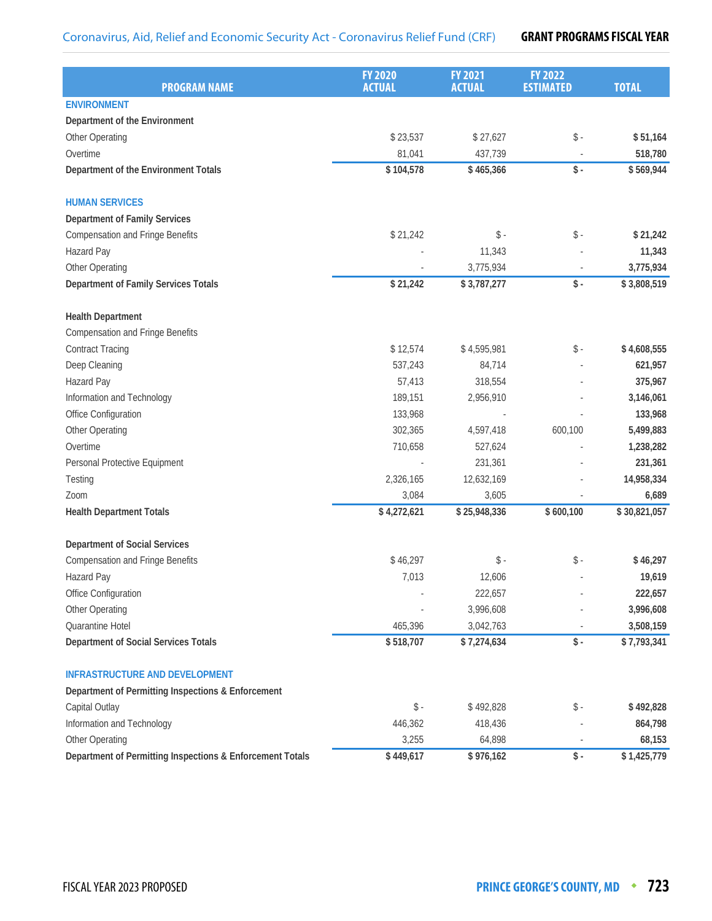| PROGRAM NAME | FY 2020 ACTUAL | FY 2021 ACTUAL | FY 2022 ESTIMATED | TOTAL |
|---|---|---|---|---|
| **ENVIRONMENT** | | | | |
| **Department of the Environment** | | | | |
| Other Operating | $ 23,537 | $ 27,627 | $ - | **$ 51,164** |
| Overtime | 81,041 | 437,739 | - | **518,780** |
| **Department of the Environment Totals** | **$ 104,578** | **$ 465,366** | **$ -** | **$ 569,944** |
| **HUMAN SERVICES** | | | | |
| **Department of Family Services** | | | | |
| Compensation and Fringe Benefits | $ 21,242 | $ - | $ - | **$ 21,242** |
| Hazard Pay | - | 11,343 | - | **11,343** |
| Other Operating | - | 3,775,934 | - | **3,775,934** |
| **Department of Family Services Totals** | **$ 21,242** | **$ 3,787,277** | **$ -** | **$ 3,808,519** |
| **Health Department** | | | | |
| Compensation and Fringe Benefits | | | | |
| Contract Tracing | $ 12,574 | $ 4,595,981 | $ - | **$ 4,608,555** |
| Deep Cleaning | 537,243 | 84,714 | - | **621,957** |
| Hazard Pay | 57,413 | 318,554 | - | **375,967** |
| Information and Technology | 189,151 | 2,956,910 | - | **3,146,061** |
| Office Configuration | 133,968 | - | - | **133,968** |
| Other Operating | 302,365 | 4,597,418 | 600,100 | **5,499,883** |
| Overtime | 710,658 | 527,624 | - | **1,238,282** |
| Personal Protective Equipment | - | 231,361 | - | **231,361** |
| Testing | 2,326,165 | 12,632,169 | - | **14,958,334** |
| Zoom | 3,084 | 3,605 | - | **6,689** |
| **Health Department Totals** | **$ 4,272,621** | **$ 25,948,336** | **$ 600,100** | **$ 30,821,057** |
| **Department of Social Services** | | | | |
| Compensation and Fringe Benefits | $ 46,297 | $ - | $ - | **$ 46,297** |
| Hazard Pay | 7,013 | 12,606 | - | **19,619** |
| Office Configuration | - | 222,657 | - | **222,657** |
| Other Operating | - | 3,996,608 | - | **3,996,608** |
| Quarantine Hotel | 465,396 | 3,042,763 | - | **3,508,159** |
| **Department of Social Services Totals** | **$ 518,707** | **$ 7,274,634** | **$ -** | **$ 7,793,341** |
| **INFRASTRUCTURE AND DEVELOPMENT** | | | | |
| **Department of Permitting Inspections & Enforcement** | | | | |
| Capital Outlay | $ - | $ 492,828 | $ - | **$ 492,828** |
| Information and Technology | 446,362 | 418,436 | - | **864,798** |
| Other Operating | 3,255 | 64,898 | - | **68,153** |
| **Department of Permitting Inspections & Enforcement Totals** | **$ 449,617** | **$ 976,162** | **$ -** | **$ 1,425,779** |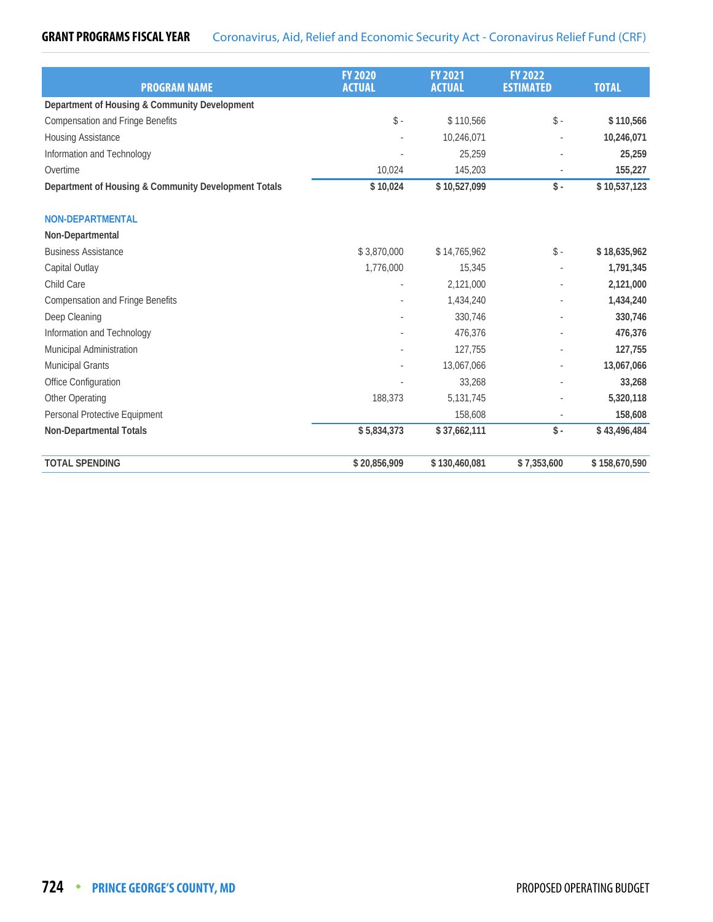## GRANT PROGRAMS FISCAL YEAR

Coronavirus, Aid, Relief and Economic Security Act - Coronavirus Relief Fund (CRF)

| PROGRAM NAME | FY 2020 ACTUAL | FY 2021 ACTUAL | FY 2022 ESTIMATED | TOTAL |
|---|---|---|---|---|
| **Department of Housing & Community Development** | | | | |
| Compensation and Fringe Benefits | $ - | $ 110,566 | $ - | **$ 110,566** |
| Housing Assistance | - | 10,246,071 | - | **10,246,071** |
| Information and Technology | - | 25,259 | - | **25,259** |
| Overtime | 10,024 | 145,203 | - | **155,227** |
| **Department of Housing & Community Development Totals** | **$ 10,024** | **$ 10,527,099** | **$ -** | **$ 10,537,123** |
| NON-DEPARTMENTAL | | | | |
| **Non-Departmental** | | | | |
| Business Assistance | $ 3,870,000 | $ 14,765,962 | $ - | **$ 18,635,962** |
| Capital Outlay | 1,776,000 | 15,345 | - | **1,791,345** |
| Child Care | - | 2,121,000 | - | **2,121,000** |
| Compensation and Fringe Benefits | - | 1,434,240 | - | **1,434,240** |
| Deep Cleaning | - | 330,746 | - | **330,746** |
| Information and Technology | - | 476,376 | - | **476,376** |
| Municipal Administration | - | 127,755 | - | **127,755** |
| Municipal Grants | - | 13,067,066 | - | **13,067,066** |
| Office Configuration | - | 33,268 | - | **33,268** |
| Other Operating | 188,373 | 5,131,745 | - | **5,320,118** |
| Personal Protective Equipment | | 158,608 | - | **158,608** |
| **Non-Departmental Totals** | **$ 5,834,373** | **$ 37,662,111** | **$ -** | **$ 43,496,484** |
| **TOTAL SPENDING** | **$ 20,856,909** | **$ 130,460,081** | **$ 7,353,600** | **$ 158,670,590** |